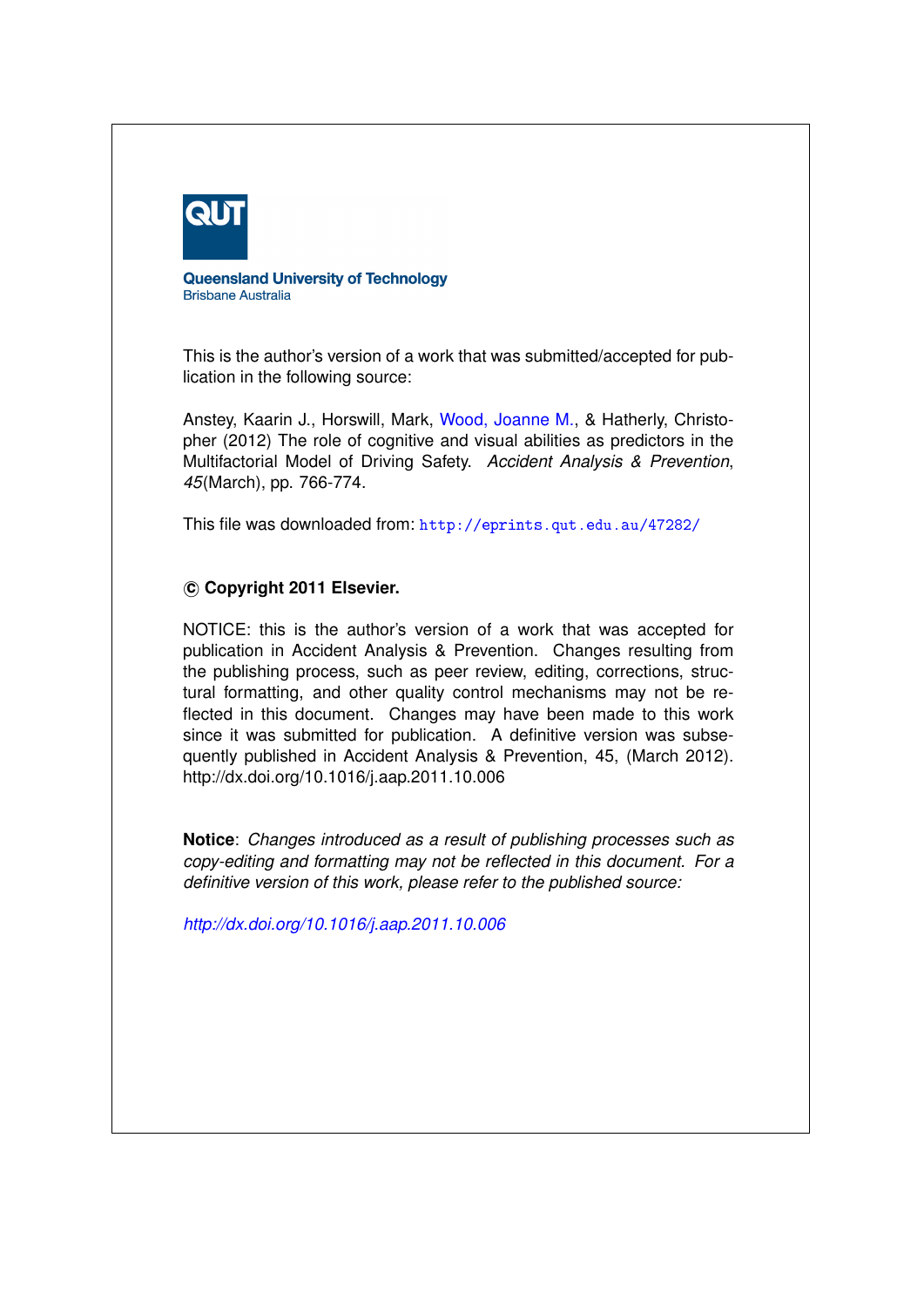QUT

Queensland University of Technology
Brisbane Australia

This is the author's version of a work that was submitted/accepted for publication in the following source:

Anstey, Kaarin J., Horswill, Mark, Wood, Joanne M., & Hatherly, Christopher (2012) The role of cognitive and visual abilities as predictors in the Multifactorial Model of Driving Safety. *Accident Analysis & Prevention*, *45*(March), pp. 766-774.

This file was downloaded from: http://eprints.qut.edu.au/47282/

**© Copyright 2011 Elsevier.**

NOTICE: this is the author's version of a work that was accepted for publication in Accident Analysis & Prevention. Changes resulting from the publishing process, such as peer review, editing, corrections, structural formatting, and other quality control mechanisms may not be reflected in this document. Changes may have been made to this work since it was submitted for publication. A definitive version was subsequently published in Accident Analysis & Prevention, 45, (March 2012). http://dx.doi.org/10.1016/j.aap.2011.10.006

**Notice**: *Changes introduced as a result of publishing processes such as copy-editing and formatting may not be reflected in this document. For a definitive version of this work, please refer to the published source:*

*http://dx.doi.org/10.1016/j.aap.2011.10.006*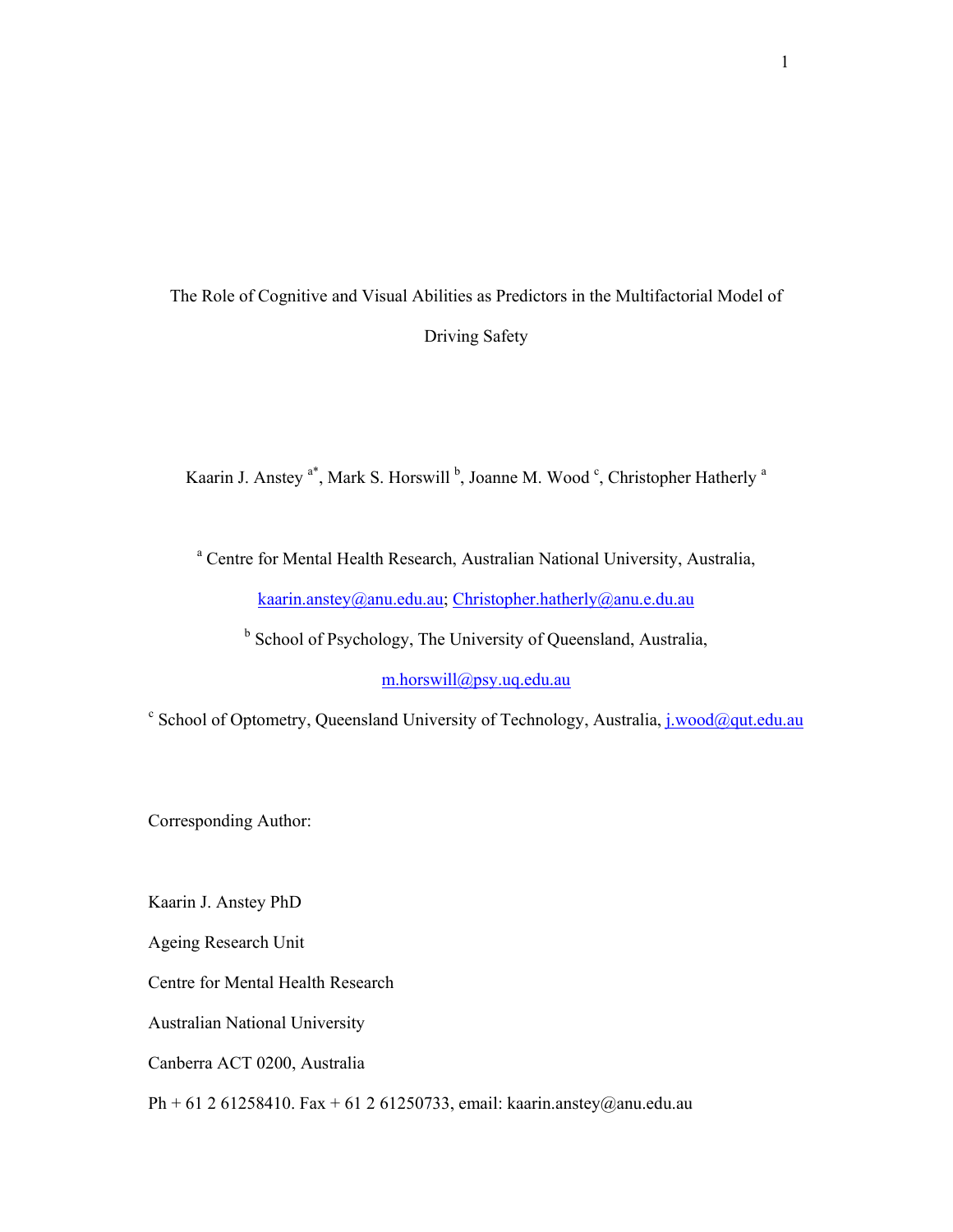# The Role of Cognitive and Visual Abilities as Predictors in the Multifactorial Model of Driving Safety

Kaarin J. Anstey [a*], Mark S. Horswill [b], Joanne M. Wood [c], Christopher Hatherly [a]

[a] Centre for Mental Health Research, Australian National University, Australia, kaarin.anstey@anu.edu.au; Christopher.hatherly@anu.e.du.au

[b] School of Psychology, The University of Queensland, Australia, m.horswill@psy.uq.edu.au

[c] School of Optometry, Queensland University of Technology, Australia, j.wood@qut.edu.au

Corresponding Author:

Kaarin J. Anstey PhD

Ageing Research Unit

Centre for Mental Health Research

Australian National University

Canberra ACT 0200, Australia

Ph + 61 2 61258410. Fax + 61 2 61250733, email: kaarin.anstey@anu.edu.au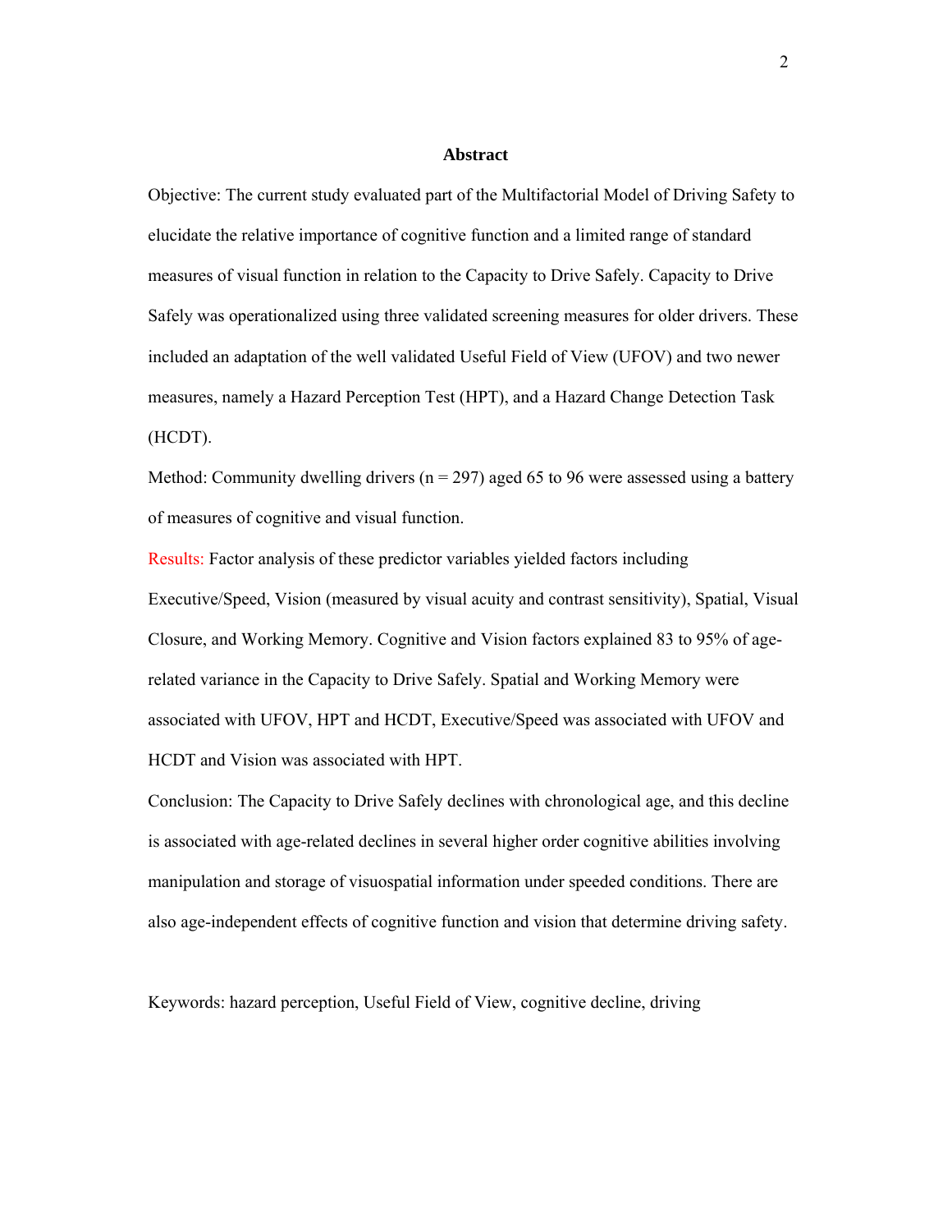## Abstract

Objective: The current study evaluated part of the Multifactorial Model of Driving Safety to elucidate the relative importance of cognitive function and a limited range of standard measures of visual function in relation to the Capacity to Drive Safely. Capacity to Drive Safely was operationalized using three validated screening measures for older drivers. These included an adaptation of the well validated Useful Field of View (UFOV) and two newer measures, namely a Hazard Perception Test (HPT), and a Hazard Change Detection Task (HCDT).

Method: Community dwelling drivers (n = 297) aged 65 to 96 were assessed using a battery of measures of cognitive and visual function.

Results: Factor analysis of these predictor variables yielded factors including Executive/Speed, Vision (measured by visual acuity and contrast sensitivity), Spatial, Visual Closure, and Working Memory. Cognitive and Vision factors explained 83 to 95% of age-related variance in the Capacity to Drive Safely. Spatial and Working Memory were associated with UFOV, HPT and HCDT, Executive/Speed was associated with UFOV and HCDT and Vision was associated with HPT.

Conclusion: The Capacity to Drive Safely declines with chronological age, and this decline is associated with age-related declines in several higher order cognitive abilities involving manipulation and storage of visuospatial information under speeded conditions. There are also age-independent effects of cognitive function and vision that determine driving safety.

Keywords: hazard perception, Useful Field of View, cognitive decline, driving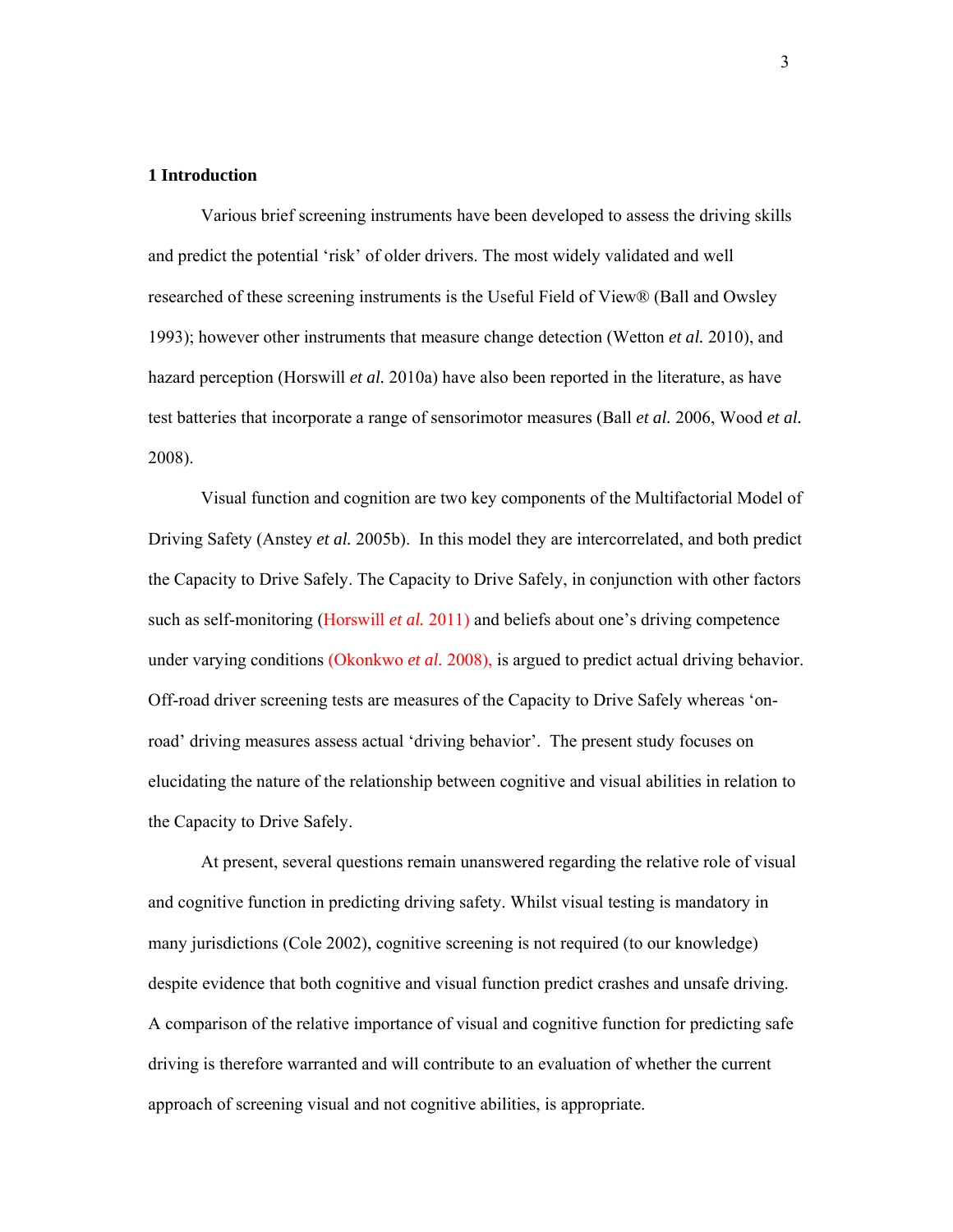## 1 Introduction

Various brief screening instruments have been developed to assess the driving skills and predict the potential 'risk' of older drivers. The most widely validated and well researched of these screening instruments is the Useful Field of View® (Ball and Owsley 1993); however other instruments that measure change detection (Wetton *et al.* 2010), and hazard perception (Horswill *et al.* 2010a) have also been reported in the literature, as have test batteries that incorporate a range of sensorimotor measures (Ball *et al.* 2006, Wood *et al.* 2008).

Visual function and cognition are two key components of the Multifactorial Model of Driving Safety (Anstey *et al.* 2005b). In this model they are intercorrelated, and both predict the Capacity to Drive Safely. The Capacity to Drive Safely, in conjunction with other factors such as self-monitoring (Horswill *et al.* 2011) and beliefs about one's driving competence under varying conditions (Okonkwo *et al.* 2008), is argued to predict actual driving behavior. Off-road driver screening tests are measures of the Capacity to Drive Safely whereas 'on-road' driving measures assess actual 'driving behavior'. The present study focuses on elucidating the nature of the relationship between cognitive and visual abilities in relation to the Capacity to Drive Safely.

At present, several questions remain unanswered regarding the relative role of visual and cognitive function in predicting driving safety. Whilst visual testing is mandatory in many jurisdictions (Cole 2002), cognitive screening is not required (to our knowledge) despite evidence that both cognitive and visual function predict crashes and unsafe driving. A comparison of the relative importance of visual and cognitive function for predicting safe driving is therefore warranted and will contribute to an evaluation of whether the current approach of screening visual and not cognitive abilities, is appropriate.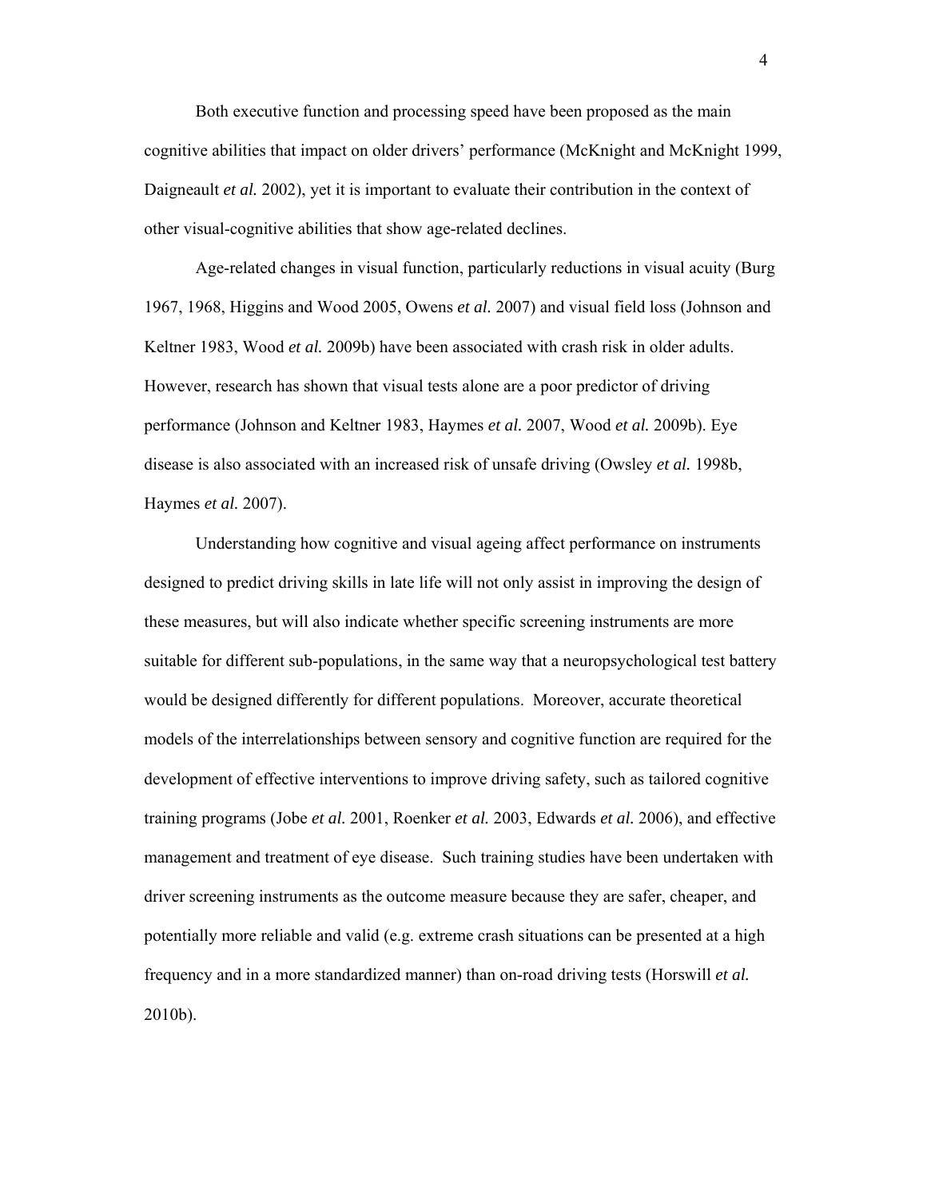Both executive function and processing speed have been proposed as the main cognitive abilities that impact on older drivers' performance (McKnight and McKnight 1999, Daigneault *et al.* 2002), yet it is important to evaluate their contribution in the context of other visual-cognitive abilities that show age-related declines.

Age-related changes in visual function, particularly reductions in visual acuity (Burg 1967, 1968, Higgins and Wood 2005, Owens *et al.* 2007) and visual field loss (Johnson and Keltner 1983, Wood *et al.* 2009b) have been associated with crash risk in older adults. However, research has shown that visual tests alone are a poor predictor of driving performance (Johnson and Keltner 1983, Haymes *et al.* 2007, Wood *et al.* 2009b). Eye disease is also associated with an increased risk of unsafe driving (Owsley *et al.* 1998b, Haymes *et al.* 2007).

Understanding how cognitive and visual ageing affect performance on instruments designed to predict driving skills in late life will not only assist in improving the design of these measures, but will also indicate whether specific screening instruments are more suitable for different sub-populations, in the same way that a neuropsychological test battery would be designed differently for different populations. Moreover, accurate theoretical models of the interrelationships between sensory and cognitive function are required for the development of effective interventions to improve driving safety, such as tailored cognitive training programs (Jobe *et al.* 2001, Roenker *et al.* 2003, Edwards *et al.* 2006), and effective management and treatment of eye disease. Such training studies have been undertaken with driver screening instruments as the outcome measure because they are safer, cheaper, and potentially more reliable and valid (e.g. extreme crash situations can be presented at a high frequency and in a more standardized manner) than on-road driving tests (Horswill *et al.* 2010b).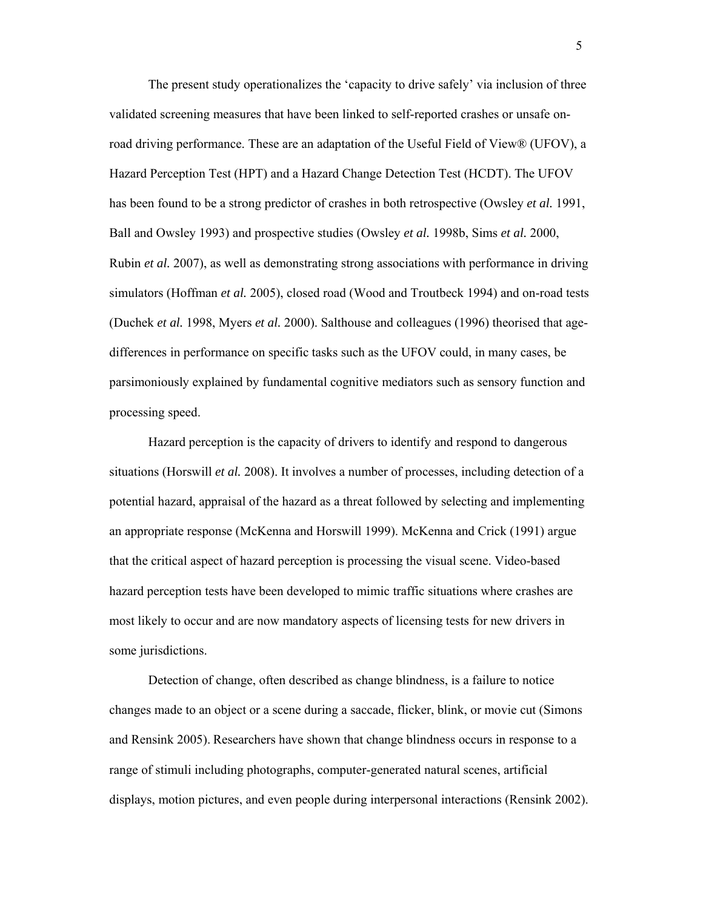The present study operationalizes the 'capacity to drive safely' via inclusion of three validated screening measures that have been linked to self-reported crashes or unsafe on-road driving performance. These are an adaptation of the Useful Field of View® (UFOV), a Hazard Perception Test (HPT) and a Hazard Change Detection Test (HCDT). The UFOV has been found to be a strong predictor of crashes in both retrospective (Owsley *et al.* 1991, Ball and Owsley 1993) and prospective studies (Owsley *et al.* 1998b, Sims *et al.* 2000, Rubin *et al.* 2007), as well as demonstrating strong associations with performance in driving simulators (Hoffman *et al.* 2005), closed road (Wood and Troutbeck 1994) and on-road tests (Duchek *et al.* 1998, Myers *et al.* 2000). Salthouse and colleagues (1996) theorised that age-differences in performance on specific tasks such as the UFOV could, in many cases, be parsimoniously explained by fundamental cognitive mediators such as sensory function and processing speed.

Hazard perception is the capacity of drivers to identify and respond to dangerous situations (Horswill *et al.* 2008). It involves a number of processes, including detection of a potential hazard, appraisal of the hazard as a threat followed by selecting and implementing an appropriate response (McKenna and Horswill 1999). McKenna and Crick (1991) argue that the critical aspect of hazard perception is processing the visual scene. Video-based hazard perception tests have been developed to mimic traffic situations where crashes are most likely to occur and are now mandatory aspects of licensing tests for new drivers in some jurisdictions.

Detection of change, often described as change blindness, is a failure to notice changes made to an object or a scene during a saccade, flicker, blink, or movie cut (Simons and Rensink 2005). Researchers have shown that change blindness occurs in response to a range of stimuli including photographs, computer-generated natural scenes, artificial displays, motion pictures, and even people during interpersonal interactions (Rensink 2002).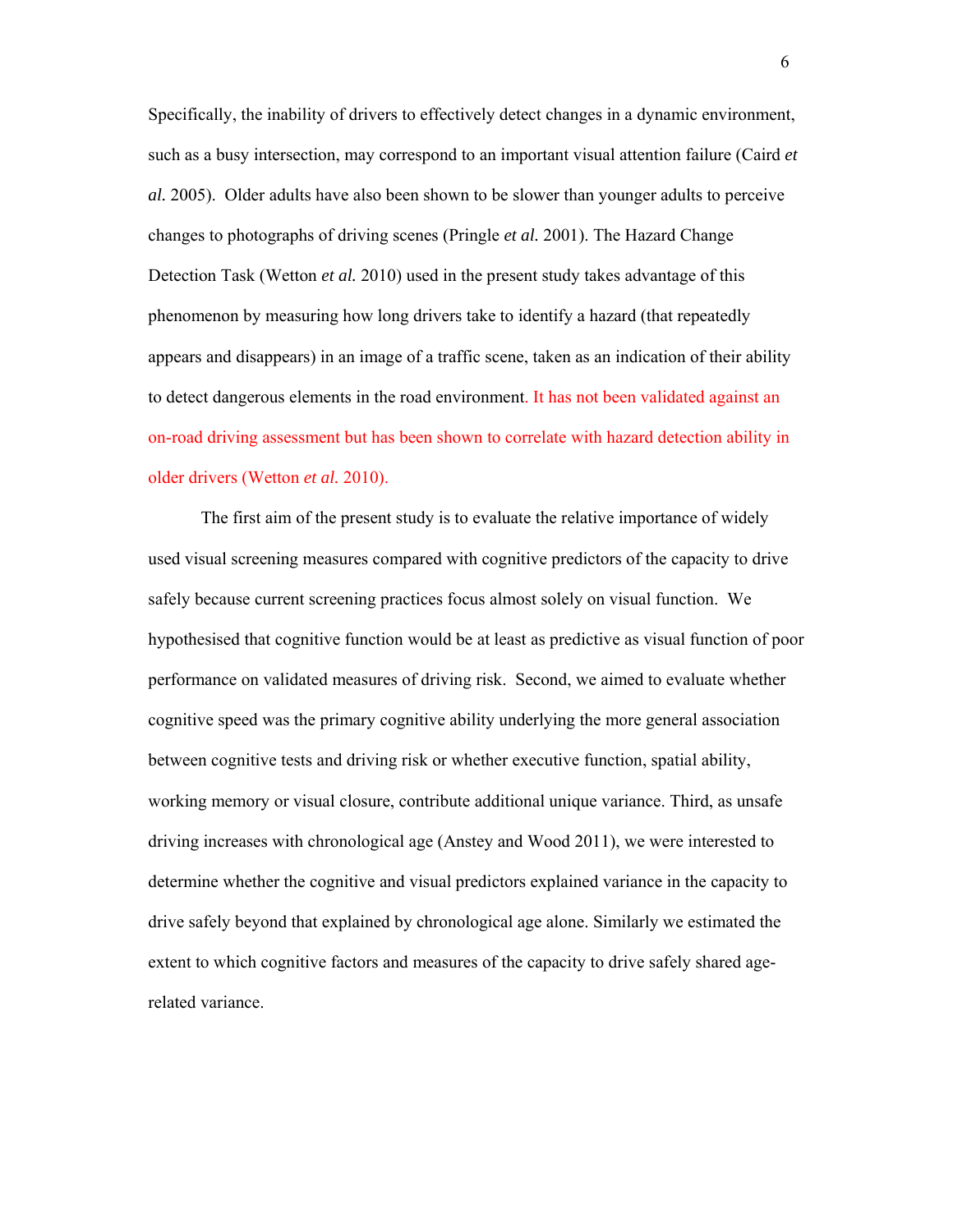Specifically, the inability of drivers to effectively detect changes in a dynamic environment, such as a busy intersection, may correspond to an important visual attention failure (Caird *et al.* 2005). Older adults have also been shown to be slower than younger adults to perceive changes to photographs of driving scenes (Pringle *et al.* 2001). The Hazard Change Detection Task (Wetton *et al.* 2010) used in the present study takes advantage of this phenomenon by measuring how long drivers take to identify a hazard (that repeatedly appears and disappears) in an image of a traffic scene, taken as an indication of their ability to detect dangerous elements in the road environment. It has not been validated against an on-road driving assessment but has been shown to correlate with hazard detection ability in older drivers (Wetton *et al.* 2010).

The first aim of the present study is to evaluate the relative importance of widely used visual screening measures compared with cognitive predictors of the capacity to drive safely because current screening practices focus almost solely on visual function. We hypothesised that cognitive function would be at least as predictive as visual function of poor performance on validated measures of driving risk. Second, we aimed to evaluate whether cognitive speed was the primary cognitive ability underlying the more general association between cognitive tests and driving risk or whether executive function, spatial ability, working memory or visual closure, contribute additional unique variance. Third, as unsafe driving increases with chronological age (Anstey and Wood 2011), we were interested to determine whether the cognitive and visual predictors explained variance in the capacity to drive safely beyond that explained by chronological age alone. Similarly we estimated the extent to which cognitive factors and measures of the capacity to drive safely shared age-related variance.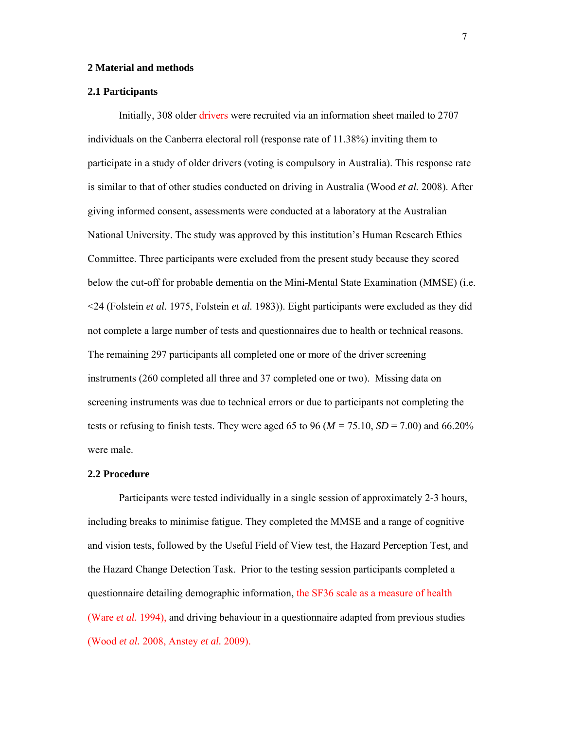## 2 Material and methods

### 2.1 Participants

Initially, 308 older drivers were recruited via an information sheet mailed to 2707 individuals on the Canberra electoral roll (response rate of 11.38%) inviting them to participate in a study of older drivers (voting is compulsory in Australia). This response rate is similar to that of other studies conducted on driving in Australia (Wood *et al.* 2008). After giving informed consent, assessments were conducted at a laboratory at the Australian National University. The study was approved by this institution's Human Research Ethics Committee. Three participants were excluded from the present study because they scored below the cut-off for probable dementia on the Mini-Mental State Examination (MMSE) (i.e. <24 (Folstein *et al.* 1975, Folstein *et al.* 1983)). Eight participants were excluded as they did not complete a large number of tests and questionnaires due to health or technical reasons. The remaining 297 participants all completed one or more of the driver screening instruments (260 completed all three and 37 completed one or two). Missing data on screening instruments was due to technical errors or due to participants not completing the tests or refusing to finish tests. They were aged 65 to 96 ($M$ = 75.10, $SD$ = 7.00) and 66.20% were male.

### 2.2 Procedure

Participants were tested individually in a single session of approximately 2-3 hours, including breaks to minimise fatigue. They completed the MMSE and a range of cognitive and vision tests, followed by the Useful Field of View test, the Hazard Perception Test, and the Hazard Change Detection Task. Prior to the testing session participants completed a questionnaire detailing demographic information, the SF36 scale as a measure of health (Ware *et al.* 1994), and driving behaviour in a questionnaire adapted from previous studies (Wood *et al.* 2008, Anstey *et al.* 2009).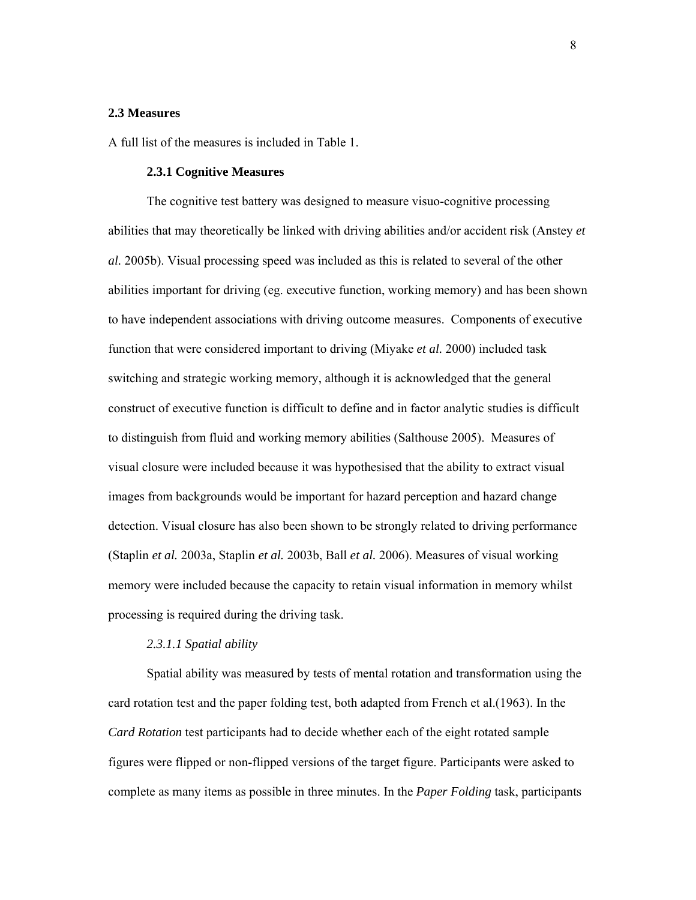## 2.3 Measures

A full list of the measures is included in Table 1.

### 2.3.1 Cognitive Measures

The cognitive test battery was designed to measure visuo-cognitive processing abilities that may theoretically be linked with driving abilities and/or accident risk (Anstey *et al.* 2005b). Visual processing speed was included as this is related to several of the other abilities important for driving (eg. executive function, working memory) and has been shown to have independent associations with driving outcome measures. Components of executive function that were considered important to driving (Miyake *et al.* 2000) included task switching and strategic working memory, although it is acknowledged that the general construct of executive function is difficult to define and in factor analytic studies is difficult to distinguish from fluid and working memory abilities (Salthouse 2005). Measures of visual closure were included because it was hypothesised that the ability to extract visual images from backgrounds would be important for hazard perception and hazard change detection. Visual closure has also been shown to be strongly related to driving performance (Staplin *et al.* 2003a, Staplin *et al.* 2003b, Ball *et al.* 2006). Measures of visual working memory were included because the capacity to retain visual information in memory whilst processing is required during the driving task.

#### *2.3.1.1 Spatial ability*

Spatial ability was measured by tests of mental rotation and transformation using the card rotation test and the paper folding test, both adapted from French et al.(1963). In the *Card Rotation* test participants had to decide whether each of the eight rotated sample figures were flipped or non-flipped versions of the target figure. Participants were asked to complete as many items as possible in three minutes. In the *Paper Folding* task, participants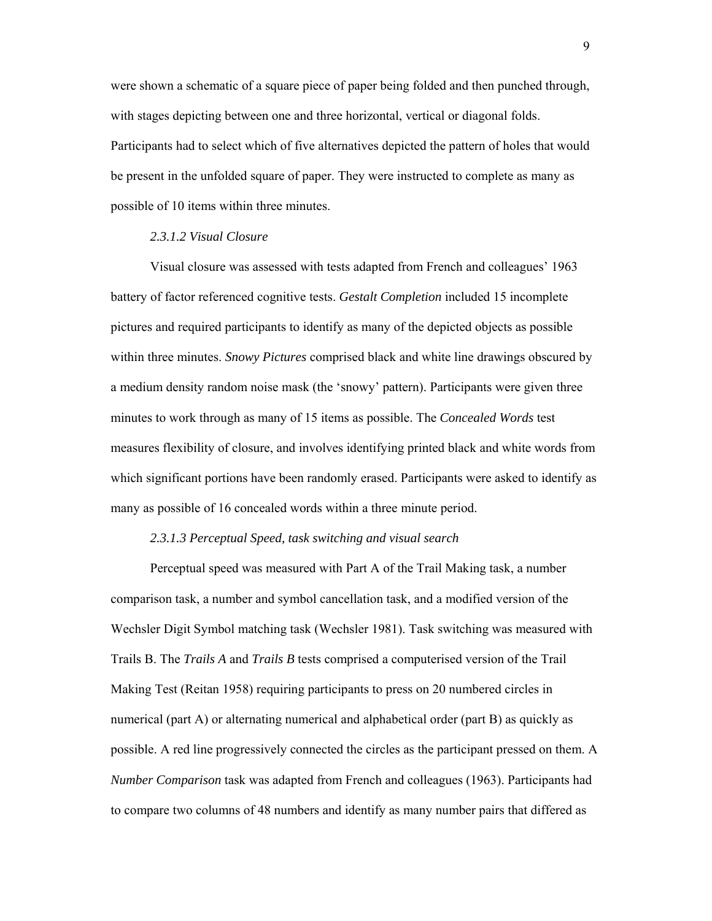were shown a schematic of a square piece of paper being folded and then punched through, with stages depicting between one and three horizontal, vertical or diagonal folds. Participants had to select which of five alternatives depicted the pattern of holes that would be present in the unfolded square of paper. They were instructed to complete as many as possible of 10 items within three minutes.

#### *2.3.1.2 Visual Closure*

Visual closure was assessed with tests adapted from French and colleagues' 1963 battery of factor referenced cognitive tests. *Gestalt Completion* included 15 incomplete pictures and required participants to identify as many of the depicted objects as possible within three minutes. *Snowy Pictures* comprised black and white line drawings obscured by a medium density random noise mask (the 'snowy' pattern). Participants were given three minutes to work through as many of 15 items as possible. The *Concealed Words* test measures flexibility of closure, and involves identifying printed black and white words from which significant portions have been randomly erased. Participants were asked to identify as many as possible of 16 concealed words within a three minute period.

#### *2.3.1.3 Perceptual Speed, task switching and visual search*

Perceptual speed was measured with Part A of the Trail Making task, a number comparison task, a number and symbol cancellation task, and a modified version of the Wechsler Digit Symbol matching task (Wechsler 1981). Task switching was measured with Trails B. The *Trails A* and *Trails B* tests comprised a computerised version of the Trail Making Test (Reitan 1958) requiring participants to press on 20 numbered circles in numerical (part A) or alternating numerical and alphabetical order (part B) as quickly as possible. A red line progressively connected the circles as the participant pressed on them. A *Number Comparison* task was adapted from French and colleagues (1963). Participants had to compare two columns of 48 numbers and identify as many number pairs that differed as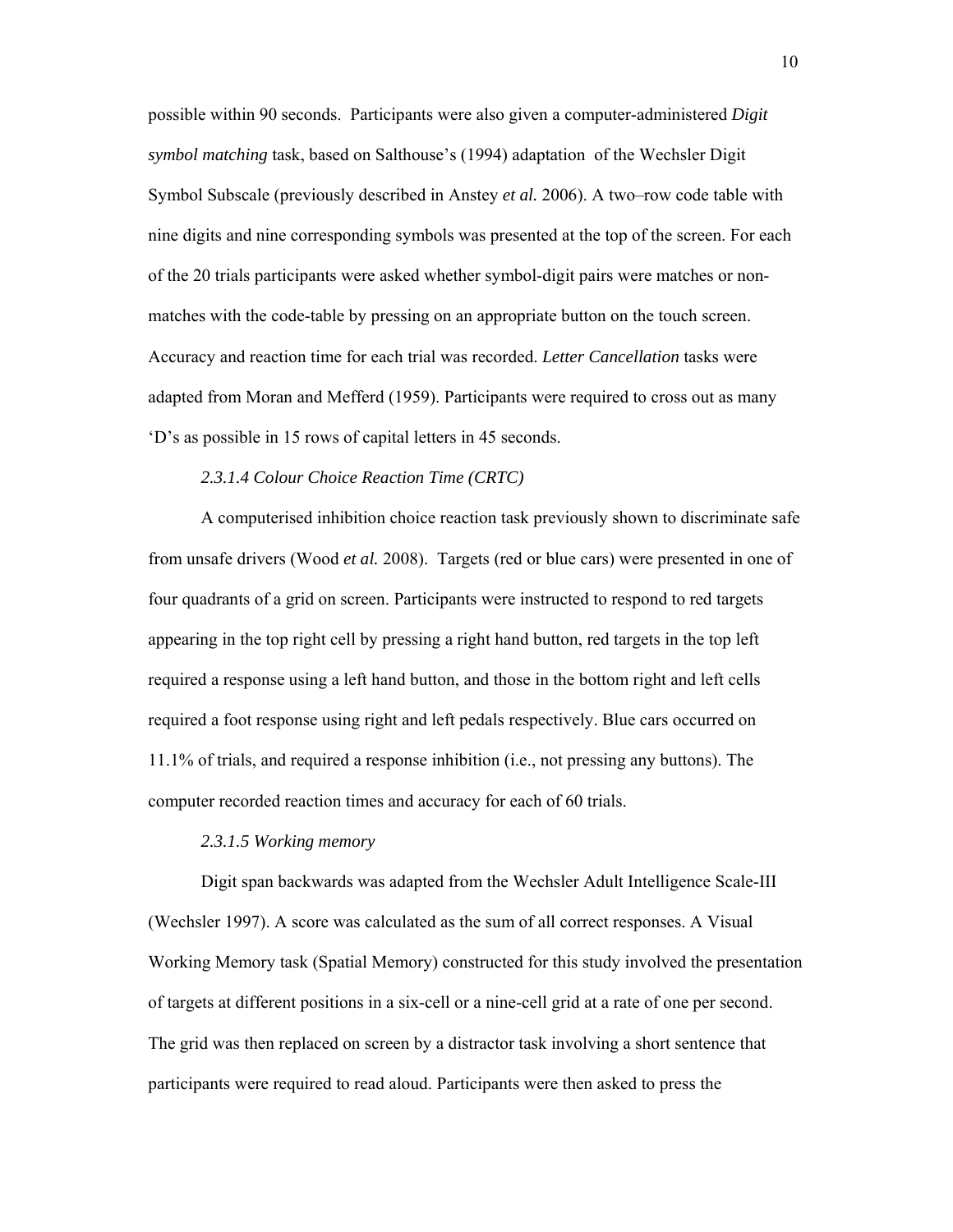possible within 90 seconds.  Participants were also given a computer-administered *Digit symbol matching* task, based on Salthouse's (1994) adaptation  of the Wechsler Digit Symbol Subscale (previously described in Anstey *et al.* 2006). A two–row code table with nine digits and nine corresponding symbols was presented at the top of the screen. For each of the 20 trials participants were asked whether symbol-digit pairs were matches or non-matches with the code-table by pressing on an appropriate button on the touch screen. Accuracy and reaction time for each trial was recorded. *Letter Cancellation* tasks were adapted from Moran and Mefferd (1959). Participants were required to cross out as many 'D's as possible in 15 rows of capital letters in 45 seconds.

##### *2.3.1.4 Colour Choice Reaction Time (CRTC)*

A computerised inhibition choice reaction task previously shown to discriminate safe from unsafe drivers (Wood *et al.* 2008).  Targets (red or blue cars) were presented in one of four quadrants of a grid on screen. Participants were instructed to respond to red targets appearing in the top right cell by pressing a right hand button, red targets in the top left required a response using a left hand button, and those in the bottom right and left cells required a foot response using right and left pedals respectively. Blue cars occurred on 11.1% of trials, and required a response inhibition (i.e., not pressing any buttons). The computer recorded reaction times and accuracy for each of 60 trials.

##### *2.3.1.5 Working memory*

Digit span backwards was adapted from the Wechsler Adult Intelligence Scale-III (Wechsler 1997). A score was calculated as the sum of all correct responses. A Visual Working Memory task (Spatial Memory) constructed for this study involved the presentation of targets at different positions in a six-cell or a nine-cell grid at a rate of one per second. The grid was then replaced on screen by a distractor task involving a short sentence that participants were required to read aloud. Participants were then asked to press the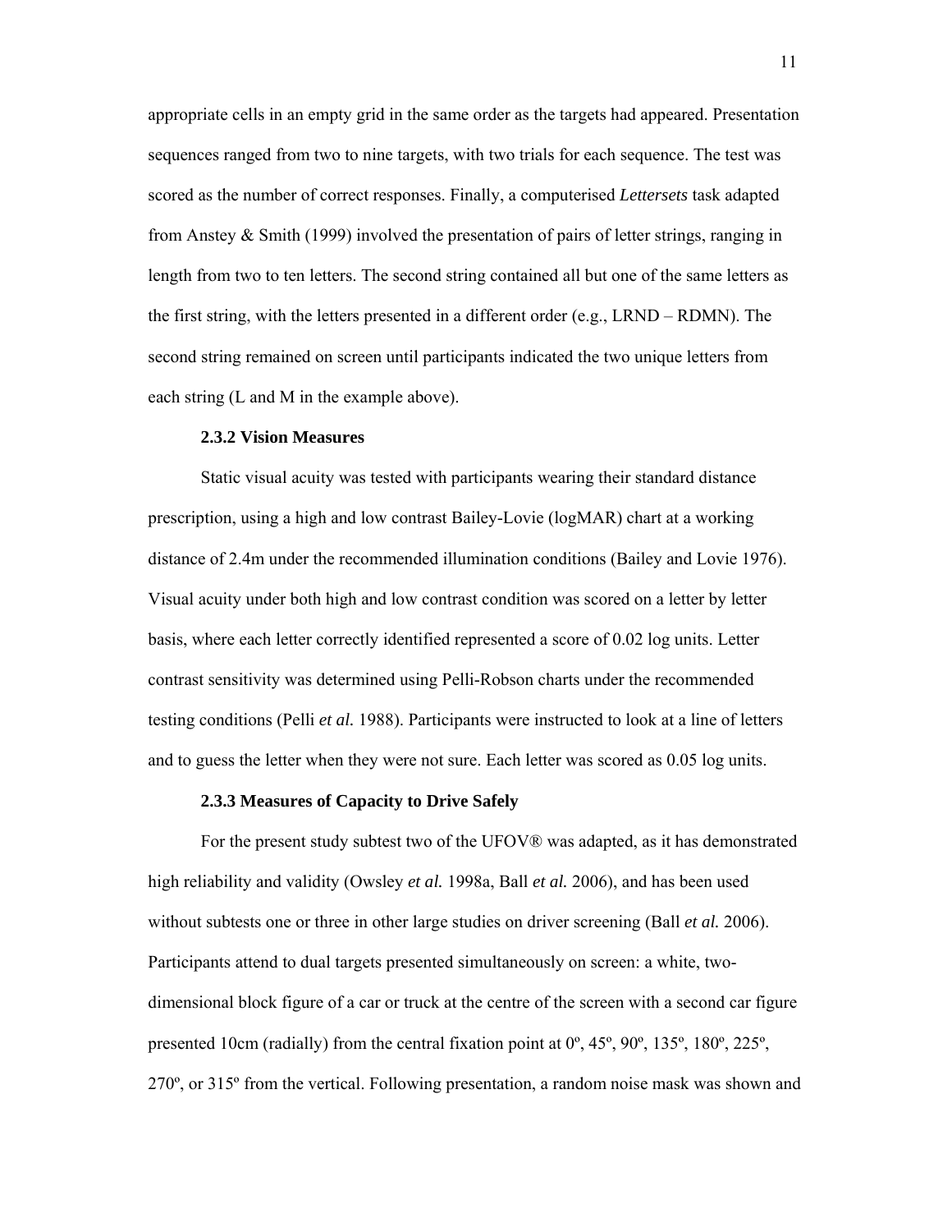appropriate cells in an empty grid in the same order as the targets had appeared. Presentation sequences ranged from two to nine targets, with two trials for each sequence. The test was scored as the number of correct responses. Finally, a computerised *Lettersets* task adapted from Anstey & Smith (1999) involved the presentation of pairs of letter strings, ranging in length from two to ten letters. The second string contained all but one of the same letters as the first string, with the letters presented in a different order (e.g., LRND – RDMN). The second string remained on screen until participants indicated the two unique letters from each string (L and M in the example above).

### 2.3.2 Vision Measures

Static visual acuity was tested with participants wearing their standard distance prescription, using a high and low contrast Bailey-Lovie (logMAR) chart at a working distance of 2.4m under the recommended illumination conditions (Bailey and Lovie 1976). Visual acuity under both high and low contrast condition was scored on a letter by letter basis, where each letter correctly identified represented a score of 0.02 log units. Letter contrast sensitivity was determined using Pelli-Robson charts under the recommended testing conditions (Pelli *et al.* 1988). Participants were instructed to look at a line of letters and to guess the letter when they were not sure. Each letter was scored as 0.05 log units.

### 2.3.3 Measures of Capacity to Drive Safely

For the present study subtest two of the UFOV® was adapted, as it has demonstrated high reliability and validity (Owsley *et al.* 1998a, Ball *et al.* 2006), and has been used without subtests one or three in other large studies on driver screening (Ball *et al.* 2006). Participants attend to dual targets presented simultaneously on screen: a white, two-dimensional block figure of a car or truck at the centre of the screen with a second car figure presented 10cm (radially) from the central fixation point at 0º, 45º, 90º, 135º, 180º, 225º, 270º, or 315º from the vertical. Following presentation, a random noise mask was shown and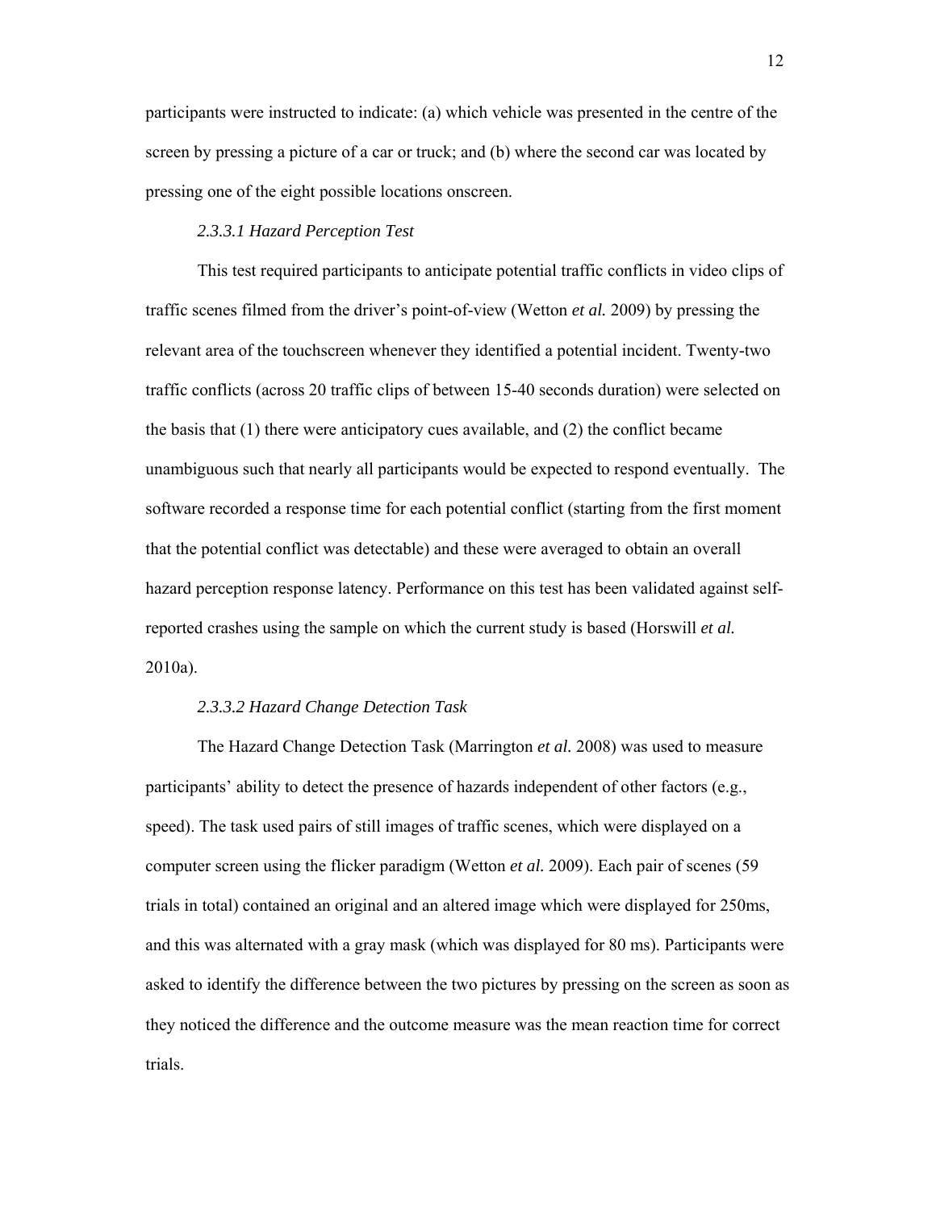participants were instructed to indicate: (a) which vehicle was presented in the centre of the screen by pressing a picture of a car or truck; and (b) where the second car was located by pressing one of the eight possible locations onscreen.

#### *2.3.3.1 Hazard Perception Test*

This test required participants to anticipate potential traffic conflicts in video clips of traffic scenes filmed from the driver's point-of-view (Wetton *et al.* 2009) by pressing the relevant area of the touchscreen whenever they identified a potential incident. Twenty-two traffic conflicts (across 20 traffic clips of between 15-40 seconds duration) were selected on the basis that (1) there were anticipatory cues available, and (2) the conflict became unambiguous such that nearly all participants would be expected to respond eventually. The software recorded a response time for each potential conflict (starting from the first moment that the potential conflict was detectable) and these were averaged to obtain an overall hazard perception response latency. Performance on this test has been validated against self-reported crashes using the sample on which the current study is based (Horswill *et al.* 2010a).

#### *2.3.3.2 Hazard Change Detection Task*

The Hazard Change Detection Task (Marrington *et al.* 2008) was used to measure participants' ability to detect the presence of hazards independent of other factors (e.g., speed). The task used pairs of still images of traffic scenes, which were displayed on a computer screen using the flicker paradigm (Wetton *et al.* 2009). Each pair of scenes (59 trials in total) contained an original and an altered image which were displayed for 250ms, and this was alternated with a gray mask (which was displayed for 80 ms). Participants were asked to identify the difference between the two pictures by pressing on the screen as soon as they noticed the difference and the outcome measure was the mean reaction time for correct trials.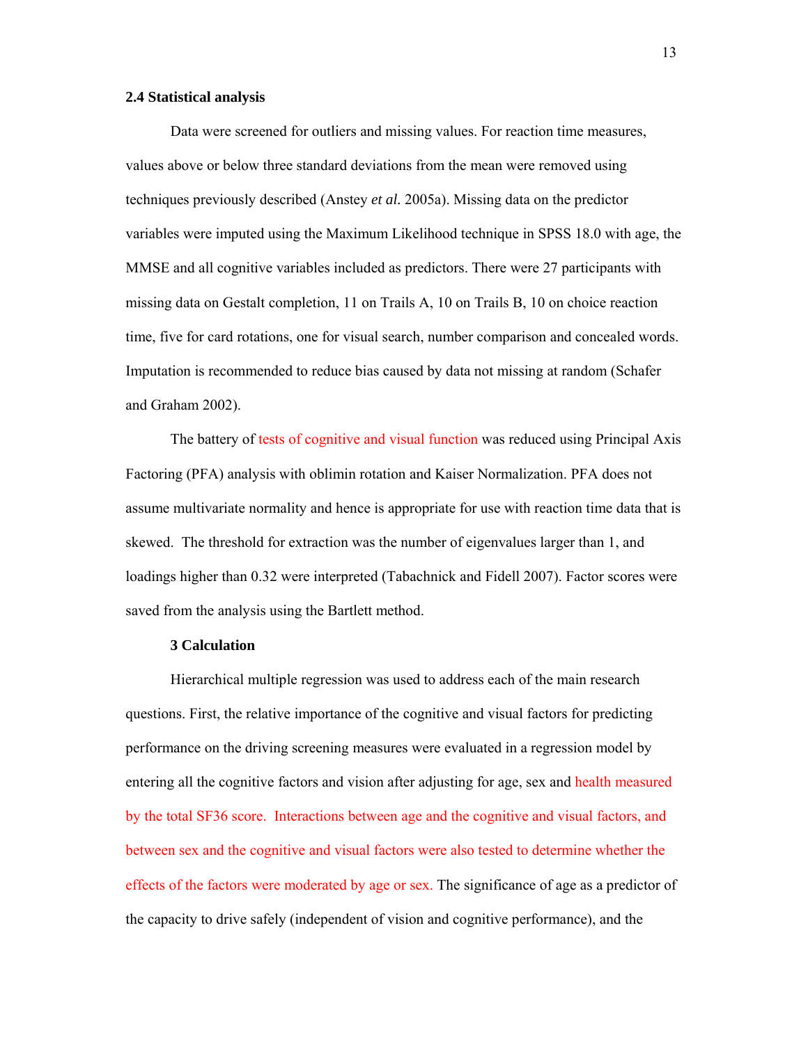### 2.4 Statistical analysis

Data were screened for outliers and missing values. For reaction time measures, values above or below three standard deviations from the mean were removed using techniques previously described (Anstey *et al.* 2005a). Missing data on the predictor variables were imputed using the Maximum Likelihood technique in SPSS 18.0 with age, the MMSE and all cognitive variables included as predictors. There were 27 participants with missing data on Gestalt completion, 11 on Trails A, 10 on Trails B, 10 on choice reaction time, five for card rotations, one for visual search, number comparison and concealed words. Imputation is recommended to reduce bias caused by data not missing at random (Schafer and Graham 2002).

The battery of tests of cognitive and visual function was reduced using Principal Axis Factoring (PFA) analysis with oblimin rotation and Kaiser Normalization. PFA does not assume multivariate normality and hence is appropriate for use with reaction time data that is skewed. The threshold for extraction was the number of eigenvalues larger than 1, and loadings higher than 0.32 were interpreted (Tabachnick and Fidell 2007). Factor scores were saved from the analysis using the Bartlett method.

## 3 Calculation

Hierarchical multiple regression was used to address each of the main research questions. First, the relative importance of the cognitive and visual factors for predicting performance on the driving screening measures were evaluated in a regression model by entering all the cognitive factors and vision after adjusting for age, sex and health measured by the total SF36 score. Interactions between age and the cognitive and visual factors, and between sex and the cognitive and visual factors were also tested to determine whether the effects of the factors were moderated by age or sex. The significance of age as a predictor of the capacity to drive safely (independent of vision and cognitive performance), and the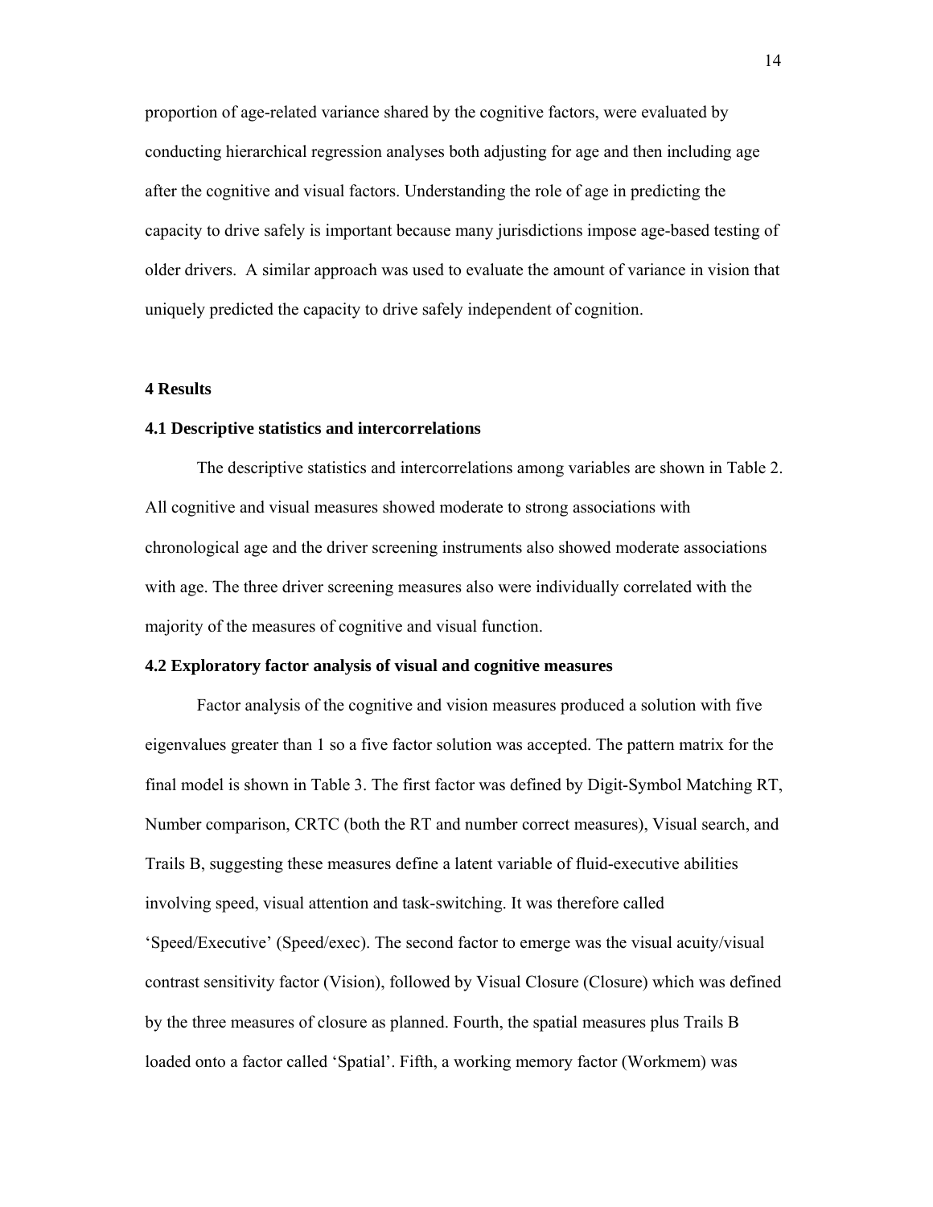proportion of age-related variance shared by the cognitive factors, were evaluated by conducting hierarchical regression analyses both adjusting for age and then including age after the cognitive and visual factors. Understanding the role of age in predicting the capacity to drive safely is important because many jurisdictions impose age-based testing of older drivers. A similar approach was used to evaluate the amount of variance in vision that uniquely predicted the capacity to drive safely independent of cognition.

## 4 Results

### 4.1 Descriptive statistics and intercorrelations

The descriptive statistics and intercorrelations among variables are shown in Table 2. All cognitive and visual measures showed moderate to strong associations with chronological age and the driver screening instruments also showed moderate associations with age. The three driver screening measures also were individually correlated with the majority of the measures of cognitive and visual function.

### 4.2 Exploratory factor analysis of visual and cognitive measures

Factor analysis of the cognitive and vision measures produced a solution with five eigenvalues greater than 1 so a five factor solution was accepted. The pattern matrix for the final model is shown in Table 3. The first factor was defined by Digit-Symbol Matching RT, Number comparison, CRTC (both the RT and number correct measures), Visual search, and Trails B, suggesting these measures define a latent variable of fluid-executive abilities involving speed, visual attention and task-switching. It was therefore called 'Speed/Executive' (Speed/exec). The second factor to emerge was the visual acuity/visual contrast sensitivity factor (Vision), followed by Visual Closure (Closure) which was defined by the three measures of closure as planned. Fourth, the spatial measures plus Trails B loaded onto a factor called 'Spatial'. Fifth, a working memory factor (Workmem) was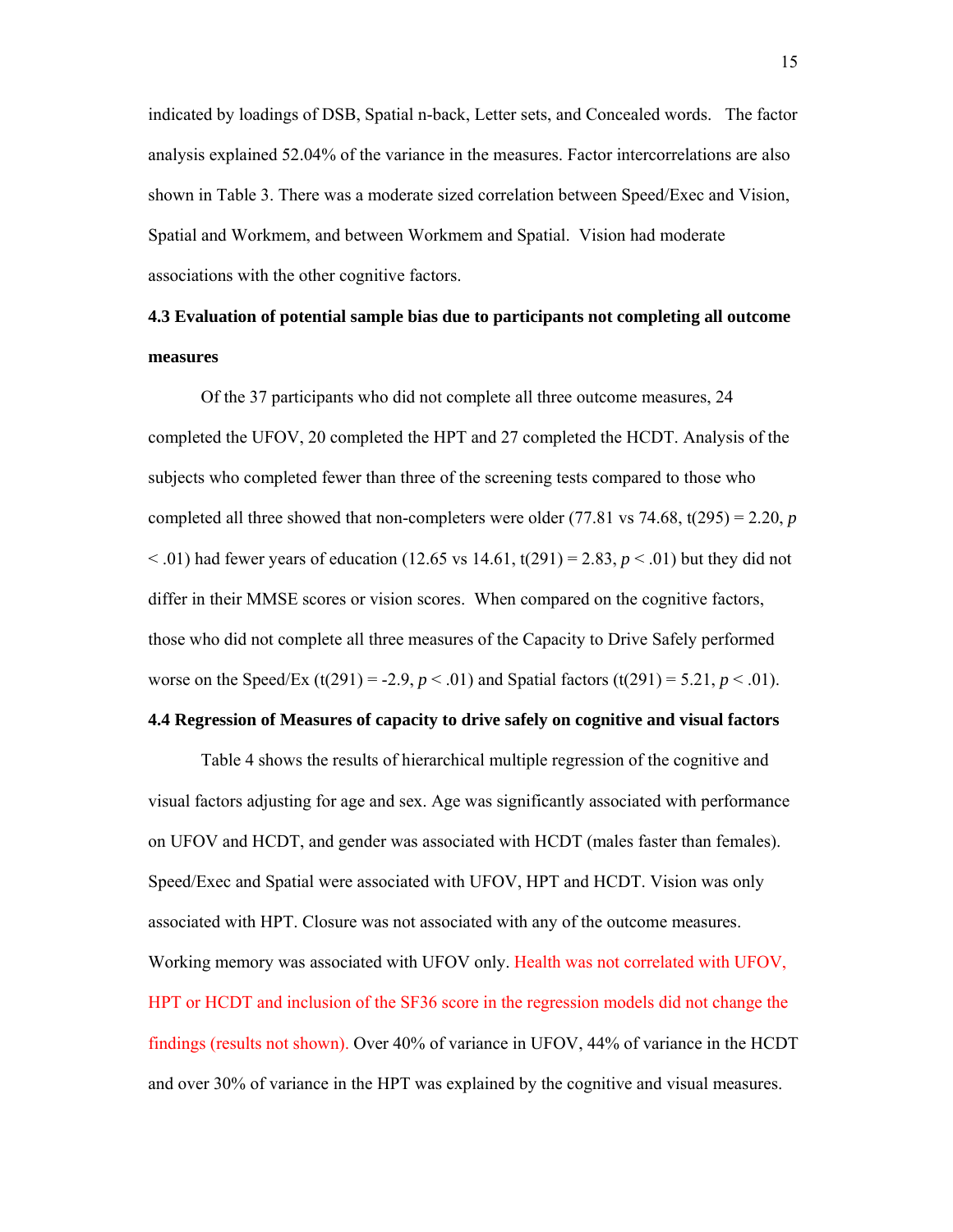indicated by loadings of DSB, Spatial n-back, Letter sets, and Concealed words. The factor analysis explained 52.04% of the variance in the measures. Factor intercorrelations are also shown in Table 3. There was a moderate sized correlation between Speed/Exec and Vision, Spatial and Workmem, and between Workmem and Spatial. Vision had moderate associations with the other cognitive factors.

### 4.3 Evaluation of potential sample bias due to participants not completing all outcome measures

Of the 37 participants who did not complete all three outcome measures, 24 completed the UFOV, 20 completed the HPT and 27 completed the HCDT. Analysis of the subjects who completed fewer than three of the screening tests compared to those who completed all three showed that non-completers were older (77.81 vs 74.68, $t(295) = 2.20$, $p < .01$) had fewer years of education (12.65 vs 14.61, $t(291) = 2.83$, $p < .01$) but they did not differ in their MMSE scores or vision scores. When compared on the cognitive factors, those who did not complete all three measures of the Capacity to Drive Safely performed worse on the Speed/Ex ($t(291) = -2.9$, $p < .01$) and Spatial factors ($t(291) = 5.21$, $p < .01$).

### 4.4 Regression of Measures of capacity to drive safely on cognitive and visual factors

Table 4 shows the results of hierarchical multiple regression of the cognitive and visual factors adjusting for age and sex. Age was significantly associated with performance on UFOV and HCDT, and gender was associated with HCDT (males faster than females). Speed/Exec and Spatial were associated with UFOV, HPT and HCDT. Vision was only associated with HPT. Closure was not associated with any of the outcome measures. Working memory was associated with UFOV only. Health was not correlated with UFOV, HPT or HCDT and inclusion of the SF36 score in the regression models did not change the findings (results not shown). Over 40% of variance in UFOV, 44% of variance in the HCDT and over 30% of variance in the HPT was explained by the cognitive and visual measures.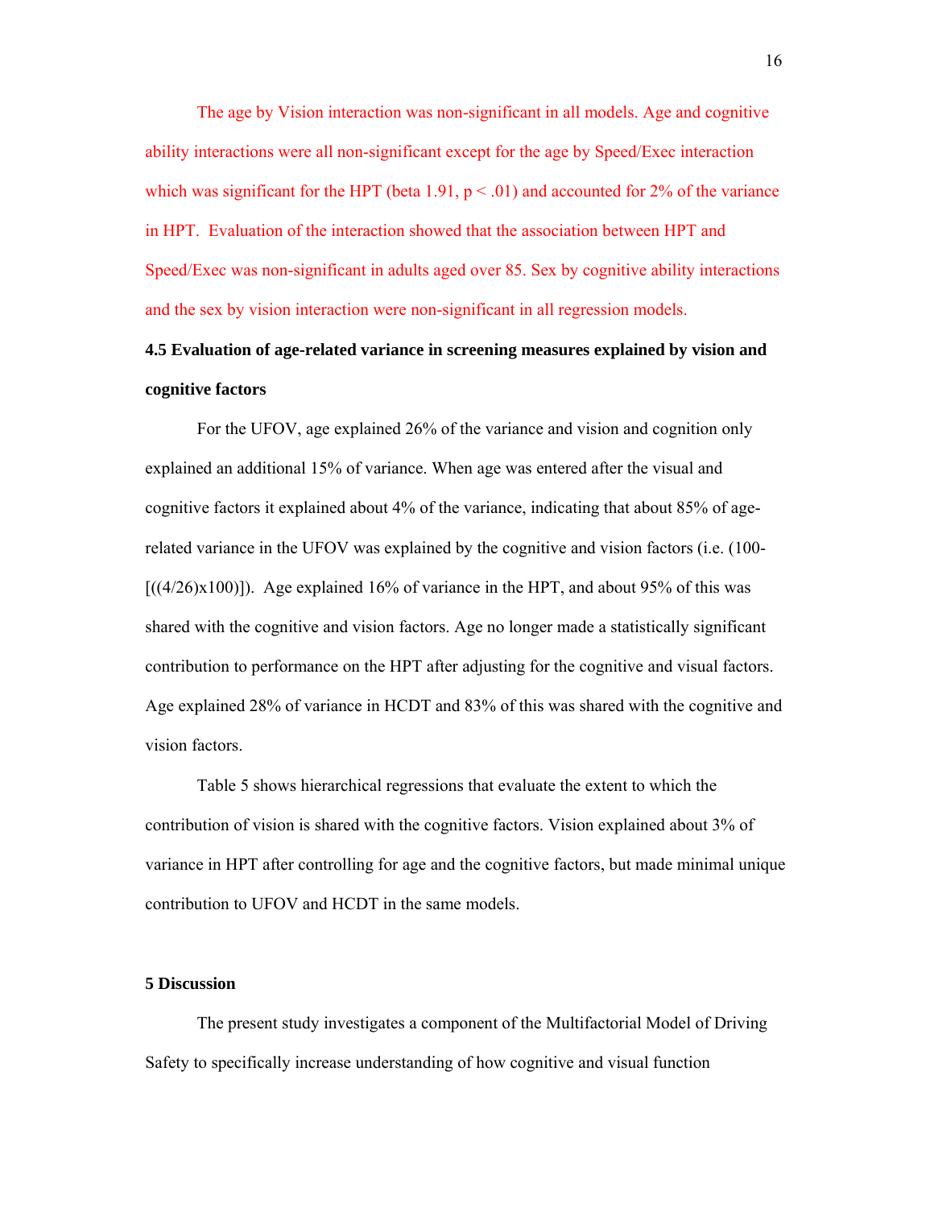The age by Vision interaction was non-significant in all models. Age and cognitive ability interactions were all non-significant except for the age by Speed/Exec interaction which was significant for the HPT (beta 1.91, $p < .01$) and accounted for 2% of the variance in HPT. Evaluation of the interaction showed that the association between HPT and Speed/Exec was non-significant in adults aged over 85. Sex by cognitive ability interactions and the sex by vision interaction were non-significant in all regression models.

### 4.5 Evaluation of age-related variance in screening measures explained by vision and cognitive factors

For the UFOV, age explained 26% of the variance and vision and cognition only explained an additional 15% of variance. When age was entered after the visual and cognitive factors it explained about 4% of the variance, indicating that about 85% of age-related variance in the UFOV was explained by the cognitive and vision factors (i.e. (100-[((4/26)x100)]). Age explained 16% of variance in the HPT, and about 95% of this was shared with the cognitive and vision factors. Age no longer made a statistically significant contribution to performance on the HPT after adjusting for the cognitive and visual factors. Age explained 28% of variance in HCDT and 83% of this was shared with the cognitive and vision factors.

Table 5 shows hierarchical regressions that evaluate the extent to which the contribution of vision is shared with the cognitive factors. Vision explained about 3% of variance in HPT after controlling for age and the cognitive factors, but made minimal unique contribution to UFOV and HCDT in the same models.

## 5 Discussion

The present study investigates a component of the Multifactorial Model of Driving Safety to specifically increase understanding of how cognitive and visual function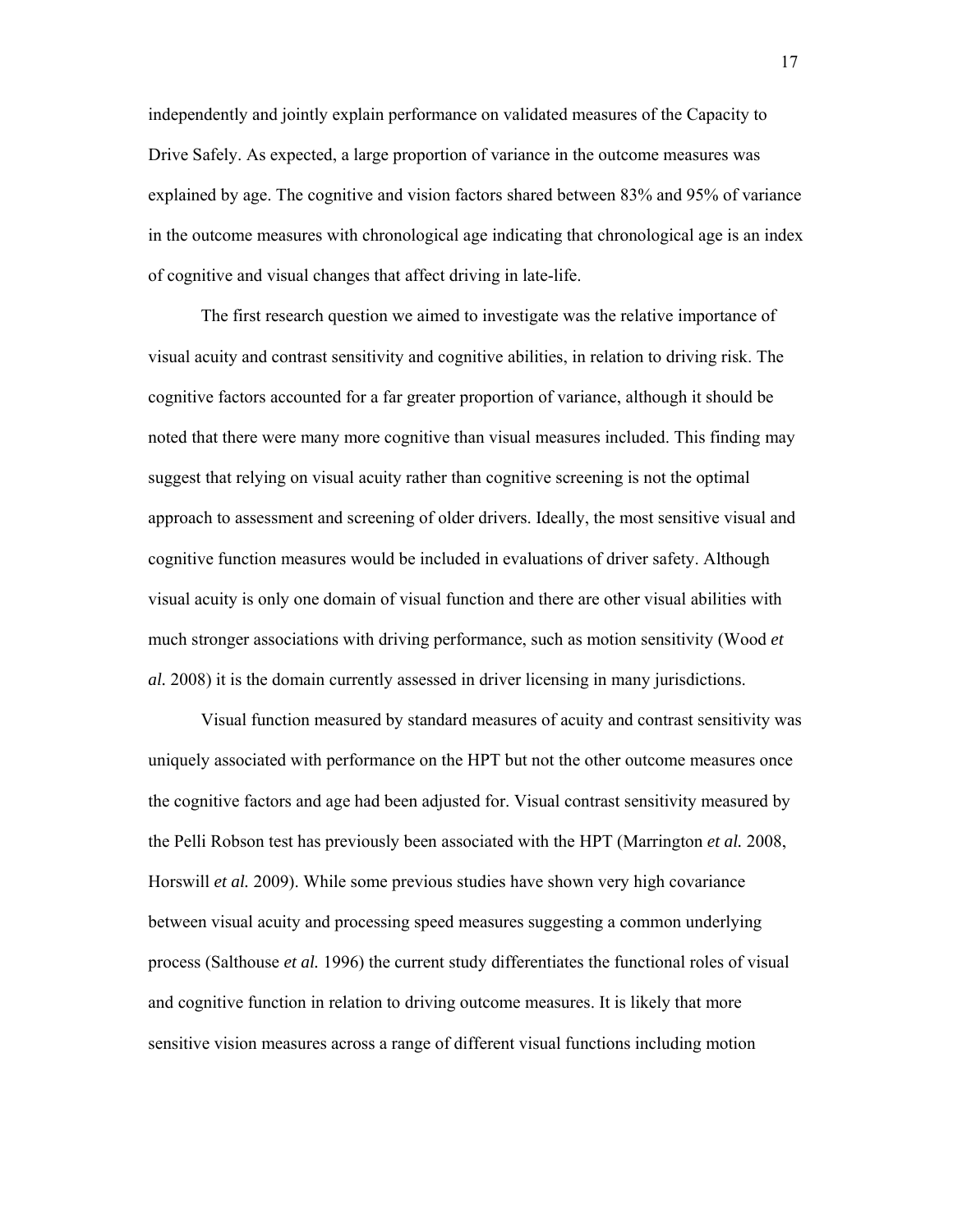independently and jointly explain performance on validated measures of the Capacity to Drive Safely. As expected, a large proportion of variance in the outcome measures was explained by age. The cognitive and vision factors shared between 83% and 95% of variance in the outcome measures with chronological age indicating that chronological age is an index of cognitive and visual changes that affect driving in late-life.

The first research question we aimed to investigate was the relative importance of visual acuity and contrast sensitivity and cognitive abilities, in relation to driving risk. The cognitive factors accounted for a far greater proportion of variance, although it should be noted that there were many more cognitive than visual measures included. This finding may suggest that relying on visual acuity rather than cognitive screening is not the optimal approach to assessment and screening of older drivers. Ideally, the most sensitive visual and cognitive function measures would be included in evaluations of driver safety. Although visual acuity is only one domain of visual function and there are other visual abilities with much stronger associations with driving performance, such as motion sensitivity (Wood *et al.* 2008) it is the domain currently assessed in driver licensing in many jurisdictions.

Visual function measured by standard measures of acuity and contrast sensitivity was uniquely associated with performance on the HPT but not the other outcome measures once the cognitive factors and age had been adjusted for. Visual contrast sensitivity measured by the Pelli Robson test has previously been associated with the HPT (Marrington *et al.* 2008, Horswill *et al.* 2009). While some previous studies have shown very high covariance between visual acuity and processing speed measures suggesting a common underlying process (Salthouse *et al.* 1996) the current study differentiates the functional roles of visual and cognitive function in relation to driving outcome measures. It is likely that more sensitive vision measures across a range of different visual functions including motion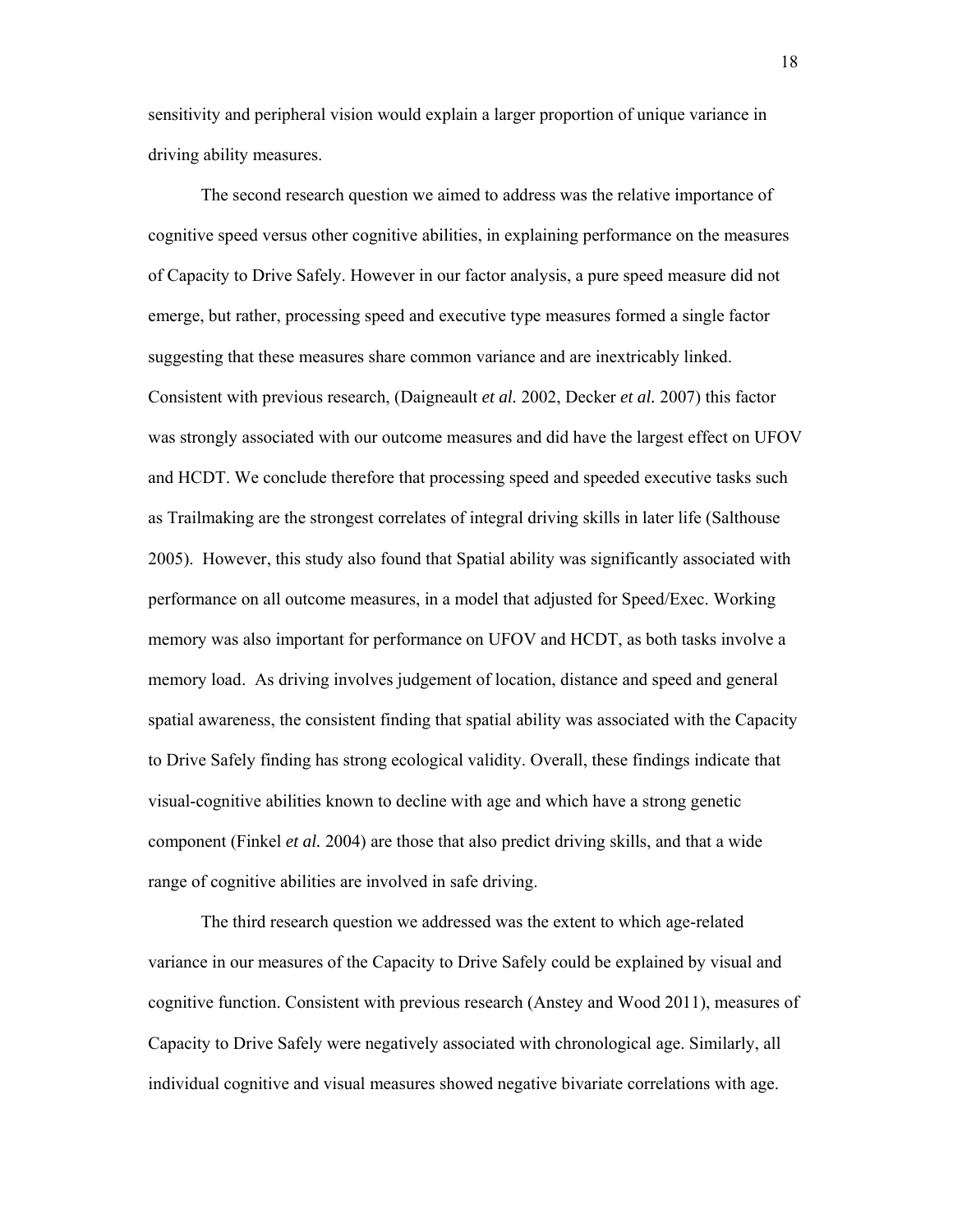sensitivity and peripheral vision would explain a larger proportion of unique variance in driving ability measures.

The second research question we aimed to address was the relative importance of cognitive speed versus other cognitive abilities, in explaining performance on the measures of Capacity to Drive Safely. However in our factor analysis, a pure speed measure did not emerge, but rather, processing speed and executive type measures formed a single factor suggesting that these measures share common variance and are inextricably linked. Consistent with previous research, (Daigneault *et al.* 2002, Decker *et al.* 2007) this factor was strongly associated with our outcome measures and did have the largest effect on UFOV and HCDT. We conclude therefore that processing speed and speeded executive tasks such as Trailmaking are the strongest correlates of integral driving skills in later life (Salthouse 2005). However, this study also found that Spatial ability was significantly associated with performance on all outcome measures, in a model that adjusted for Speed/Exec. Working memory was also important for performance on UFOV and HCDT, as both tasks involve a memory load. As driving involves judgement of location, distance and speed and general spatial awareness, the consistent finding that spatial ability was associated with the Capacity to Drive Safely finding has strong ecological validity. Overall, these findings indicate that visual-cognitive abilities known to decline with age and which have a strong genetic component (Finkel *et al.* 2004) are those that also predict driving skills, and that a wide range of cognitive abilities are involved in safe driving.

The third research question we addressed was the extent to which age-related variance in our measures of the Capacity to Drive Safely could be explained by visual and cognitive function. Consistent with previous research (Anstey and Wood 2011), measures of Capacity to Drive Safely were negatively associated with chronological age. Similarly, all individual cognitive and visual measures showed negative bivariate correlations with age.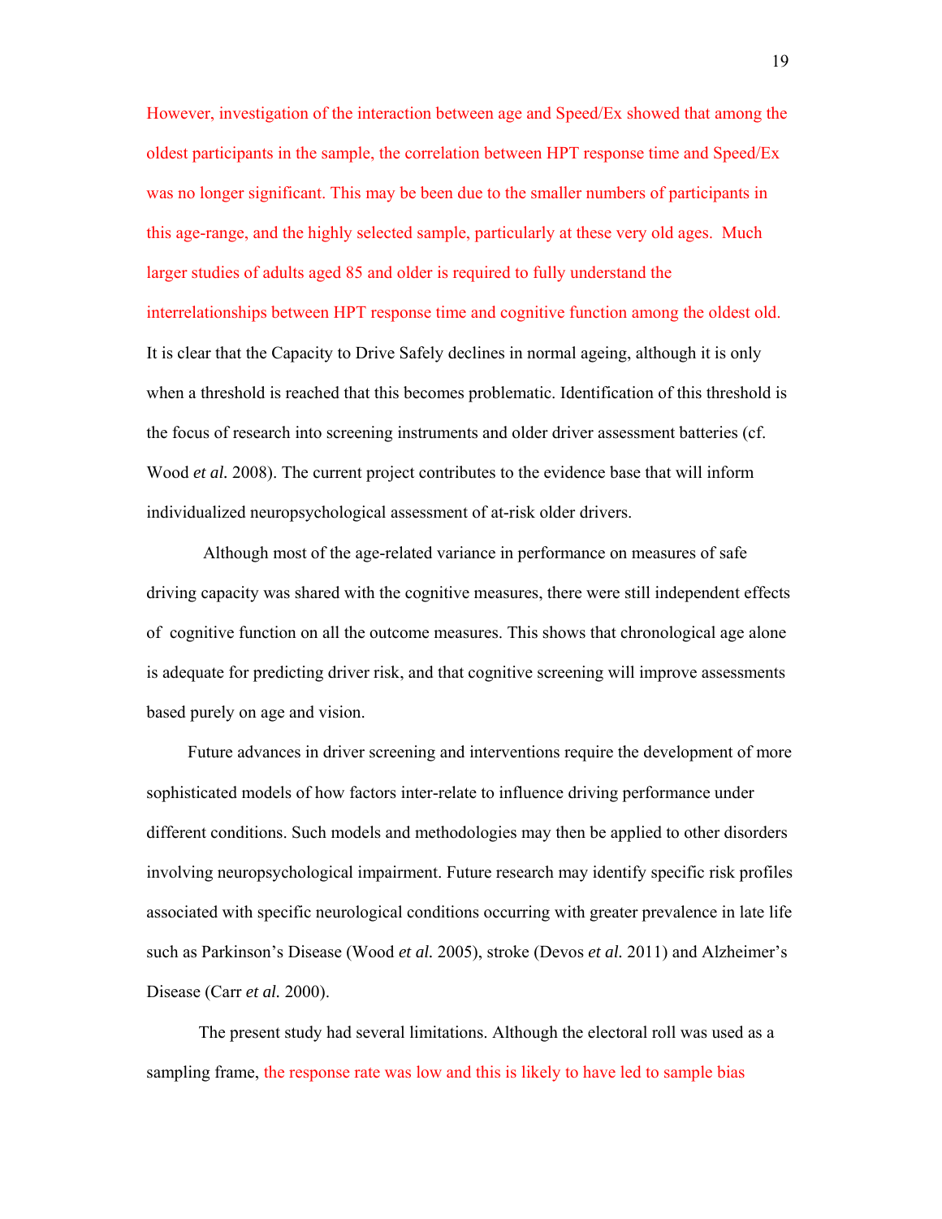However, investigation of the interaction between age and Speed/Ex showed that among the oldest participants in the sample, the correlation between HPT response time and Speed/Ex was no longer significant. This may be been due to the smaller numbers of participants in this age-range, and the highly selected sample, particularly at these very old ages. Much larger studies of adults aged 85 and older is required to fully understand the interrelationships between HPT response time and cognitive function among the oldest old. It is clear that the Capacity to Drive Safely declines in normal ageing, although it is only when a threshold is reached that this becomes problematic. Identification of this threshold is the focus of research into screening instruments and older driver assessment batteries (cf. Wood *et al.* 2008). The current project contributes to the evidence base that will inform individualized neuropsychological assessment of at-risk older drivers.

Although most of the age-related variance in performance on measures of safe driving capacity was shared with the cognitive measures, there were still independent effects of cognitive function on all the outcome measures. This shows that chronological age alone is adequate for predicting driver risk, and that cognitive screening will improve assessments based purely on age and vision.

Future advances in driver screening and interventions require the development of more sophisticated models of how factors inter-relate to influence driving performance under different conditions. Such models and methodologies may then be applied to other disorders involving neuropsychological impairment. Future research may identify specific risk profiles associated with specific neurological conditions occurring with greater prevalence in late life such as Parkinson's Disease (Wood *et al.* 2005), stroke (Devos *et al.* 2011) and Alzheimer's Disease (Carr *et al.* 2000).

The present study had several limitations. Although the electoral roll was used as a sampling frame, the response rate was low and this is likely to have led to sample bias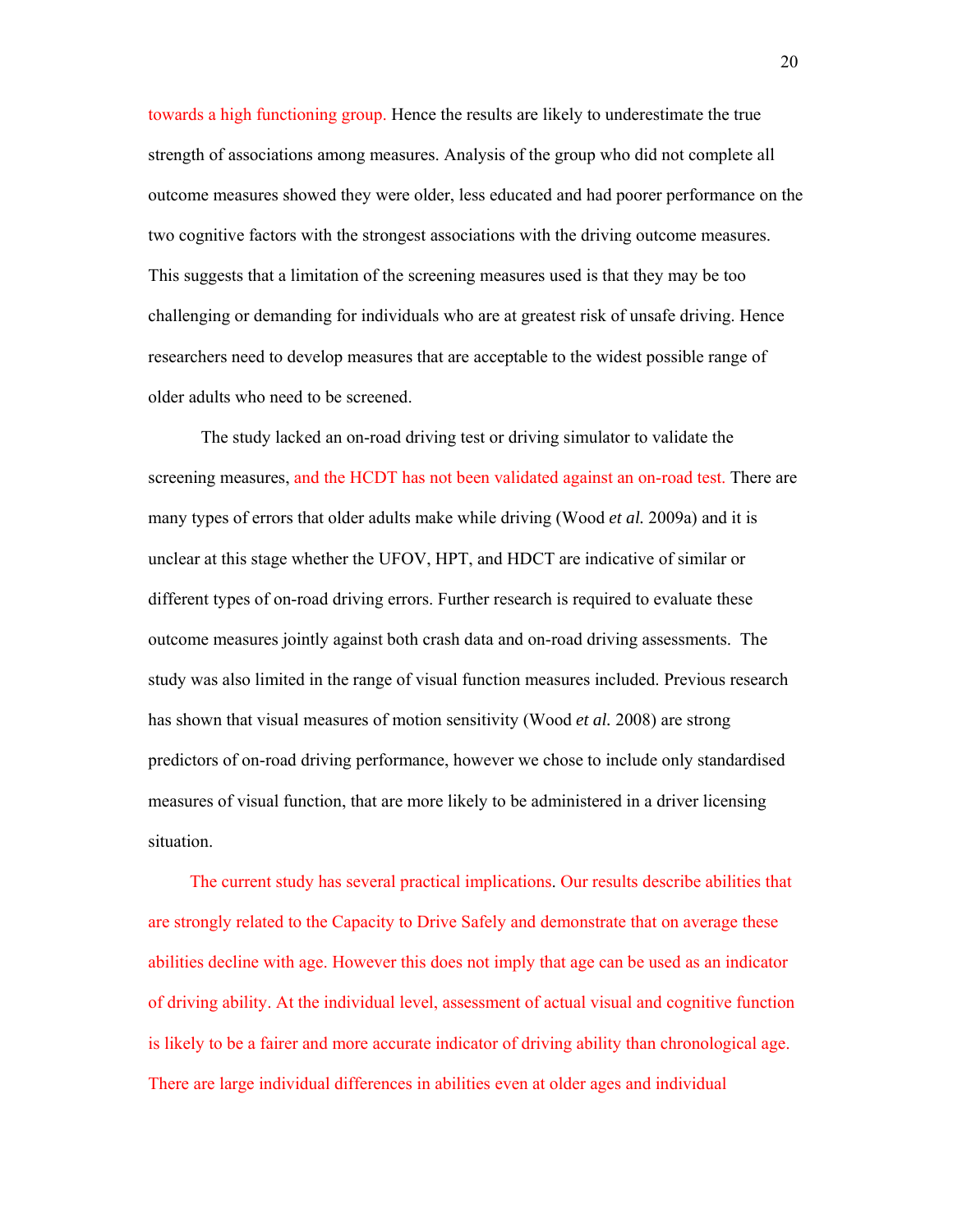towards a high functioning group. Hence the results are likely to underestimate the true strength of associations among measures. Analysis of the group who did not complete all outcome measures showed they were older, less educated and had poorer performance on the two cognitive factors with the strongest associations with the driving outcome measures. This suggests that a limitation of the screening measures used is that they may be too challenging or demanding for individuals who are at greatest risk of unsafe driving. Hence researchers need to develop measures that are acceptable to the widest possible range of older adults who need to be screened.

The study lacked an on-road driving test or driving simulator to validate the screening measures, and the HCDT has not been validated against an on-road test. There are many types of errors that older adults make while driving (Wood *et al.* 2009a) and it is unclear at this stage whether the UFOV, HPT, and HDCT are indicative of similar or different types of on-road driving errors. Further research is required to evaluate these outcome measures jointly against both crash data and on-road driving assessments. The study was also limited in the range of visual function measures included. Previous research has shown that visual measures of motion sensitivity (Wood *et al.* 2008) are strong predictors of on-road driving performance, however we chose to include only standardised measures of visual function, that are more likely to be administered in a driver licensing situation.

The current study has several practical implications. Our results describe abilities that are strongly related to the Capacity to Drive Safely and demonstrate that on average these abilities decline with age. However this does not imply that age can be used as an indicator of driving ability. At the individual level, assessment of actual visual and cognitive function is likely to be a fairer and more accurate indicator of driving ability than chronological age. There are large individual differences in abilities even at older ages and individual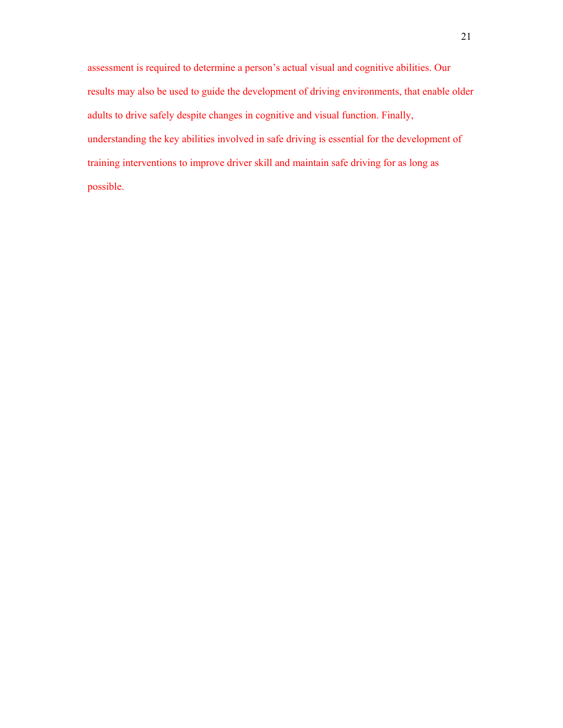assessment is required to determine a person's actual visual and cognitive abilities. Our results may also be used to guide the development of driving environments, that enable older adults to drive safely despite changes in cognitive and visual function. Finally, understanding the key abilities involved in safe driving is essential for the development of training interventions to improve driver skill and maintain safe driving for as long as possible.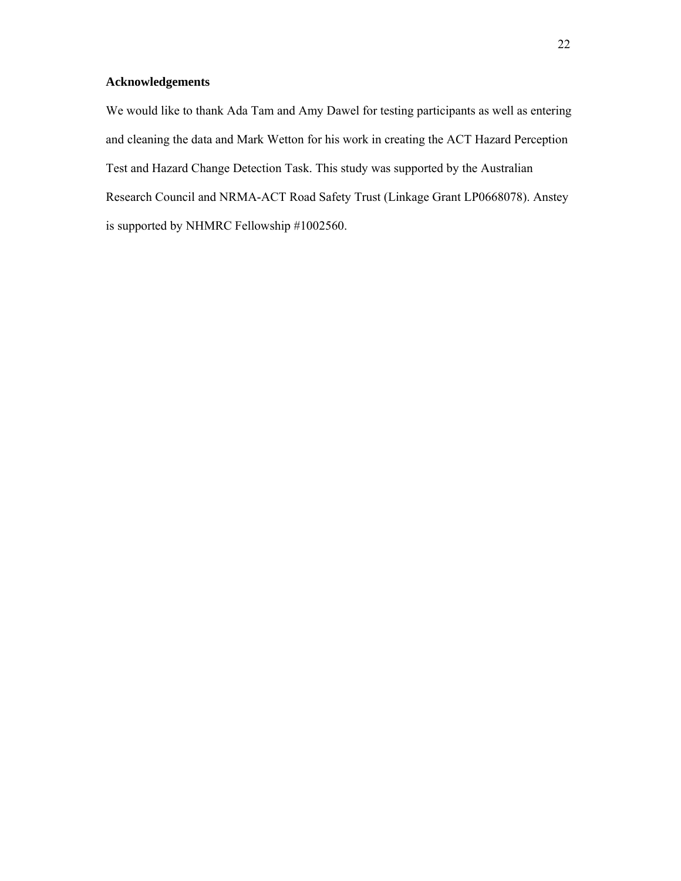## Acknowledgements

We would like to thank Ada Tam and Amy Dawel for testing participants as well as entering and cleaning the data and Mark Wetton for his work in creating the ACT Hazard Perception Test and Hazard Change Detection Task. This study was supported by the Australian Research Council and NRMA-ACT Road Safety Trust (Linkage Grant LP0668078). Anstey is supported by NHMRC Fellowship #1002560.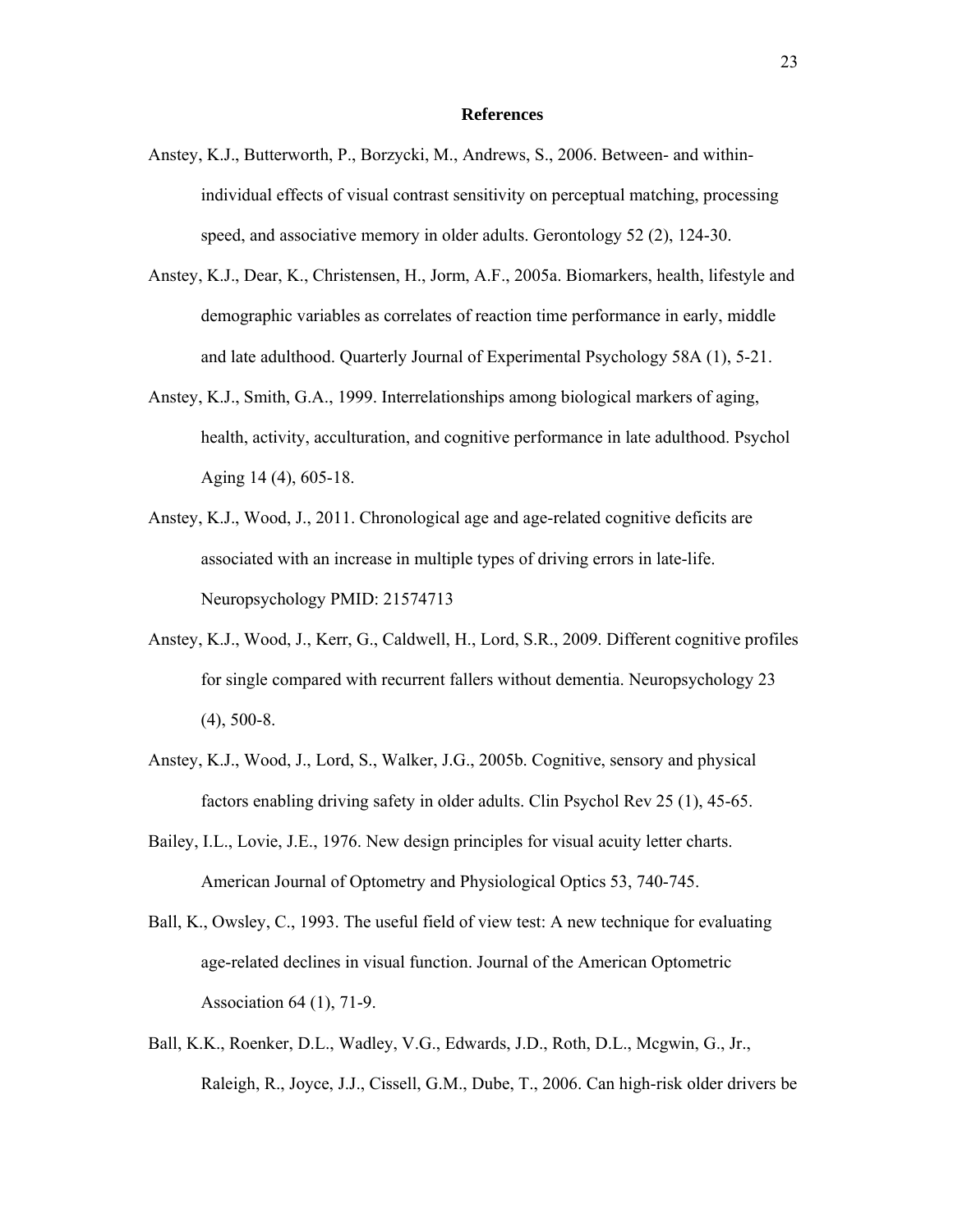## References

Anstey, K.J., Butterworth, P., Borzycki, M., Andrews, S., 2006. Between- and within-individual effects of visual contrast sensitivity on perceptual matching, processing speed, and associative memory in older adults. Gerontology 52 (2), 124-30.

Anstey, K.J., Dear, K., Christensen, H., Jorm, A.F., 2005a. Biomarkers, health, lifestyle and demographic variables as correlates of reaction time performance in early, middle and late adulthood. Quarterly Journal of Experimental Psychology 58A (1), 5-21.

Anstey, K.J., Smith, G.A., 1999. Interrelationships among biological markers of aging, health, activity, acculturation, and cognitive performance in late adulthood. Psychol Aging 14 (4), 605-18.

Anstey, K.J., Wood, J., 2011. Chronological age and age-related cognitive deficits are associated with an increase in multiple types of driving errors in late-life. Neuropsychology PMID: 21574713

Anstey, K.J., Wood, J., Kerr, G., Caldwell, H., Lord, S.R., 2009. Different cognitive profiles for single compared with recurrent fallers without dementia. Neuropsychology 23 (4), 500-8.

Anstey, K.J., Wood, J., Lord, S., Walker, J.G., 2005b. Cognitive, sensory and physical factors enabling driving safety in older adults. Clin Psychol Rev 25 (1), 45-65.

Bailey, I.L., Lovie, J.E., 1976. New design principles for visual acuity letter charts. American Journal of Optometry and Physiological Optics 53, 740-745.

Ball, K., Owsley, C., 1993. The useful field of view test: A new technique for evaluating age-related declines in visual function. Journal of the American Optometric Association 64 (1), 71-9.

Ball, K.K., Roenker, D.L., Wadley, V.G., Edwards, J.D., Roth, D.L., Mcgwin, G., Jr., Raleigh, R., Joyce, J.J., Cissell, G.M., Dube, T., 2006. Can high-risk older drivers be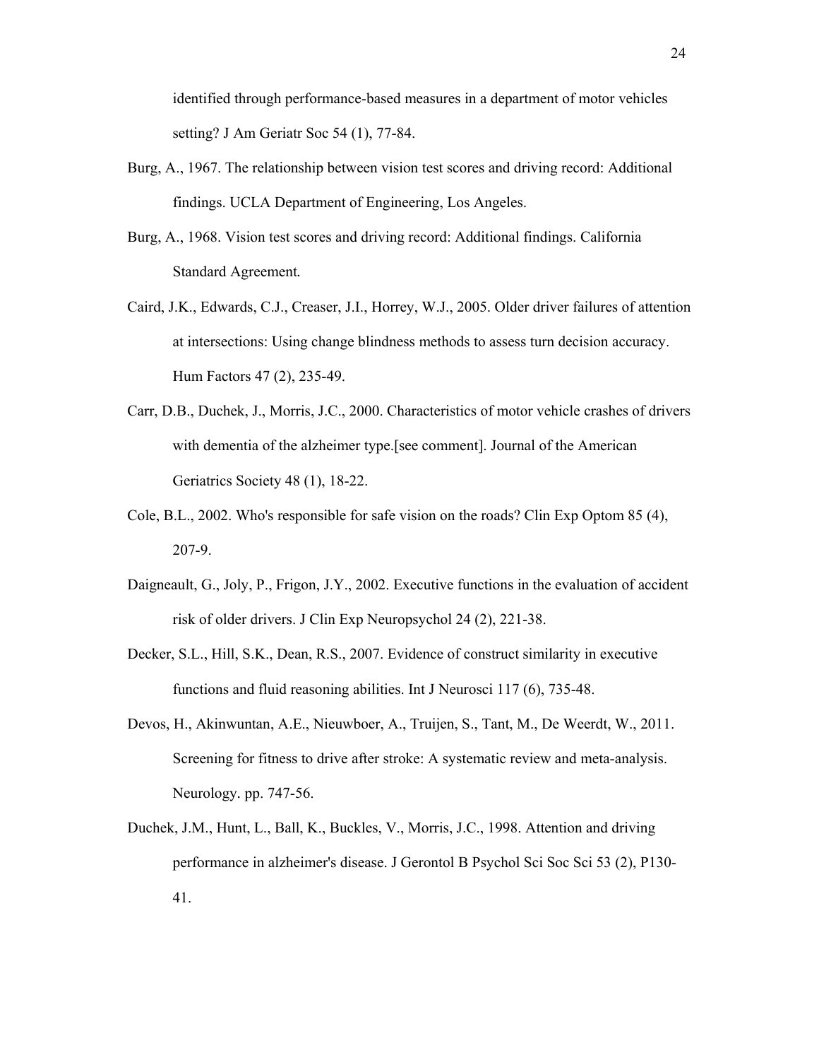identified through performance-based measures in a department of motor vehicles setting? J Am Geriatr Soc 54 (1), 77-84.

Burg, A., 1967. The relationship between vision test scores and driving record: Additional findings. UCLA Department of Engineering, Los Angeles.

Burg, A., 1968. Vision test scores and driving record: Additional findings. California Standard Agreement.

Caird, J.K., Edwards, C.J., Creaser, J.I., Horrey, W.J., 2005. Older driver failures of attention at intersections: Using change blindness methods to assess turn decision accuracy. Hum Factors 47 (2), 235-49.

Carr, D.B., Duchek, J., Morris, J.C., 2000. Characteristics of motor vehicle crashes of drivers with dementia of the alzheimer type.[see comment]. Journal of the American Geriatrics Society 48 (1), 18-22.

Cole, B.L., 2002. Who's responsible for safe vision on the roads? Clin Exp Optom 85 (4), 207-9.

Daigneault, G., Joly, P., Frigon, J.Y., 2002. Executive functions in the evaluation of accident risk of older drivers. J Clin Exp Neuropsychol 24 (2), 221-38.

Decker, S.L., Hill, S.K., Dean, R.S., 2007. Evidence of construct similarity in executive functions and fluid reasoning abilities. Int J Neurosci 117 (6), 735-48.

Devos, H., Akinwuntan, A.E., Nieuwboer, A., Truijen, S., Tant, M., De Weerdt, W., 2011. Screening for fitness to drive after stroke: A systematic review and meta-analysis. Neurology. pp. 747-56.

Duchek, J.M., Hunt, L., Ball, K., Buckles, V., Morris, J.C., 1998. Attention and driving performance in alzheimer's disease. J Gerontol B Psychol Sci Soc Sci 53 (2), P130-41.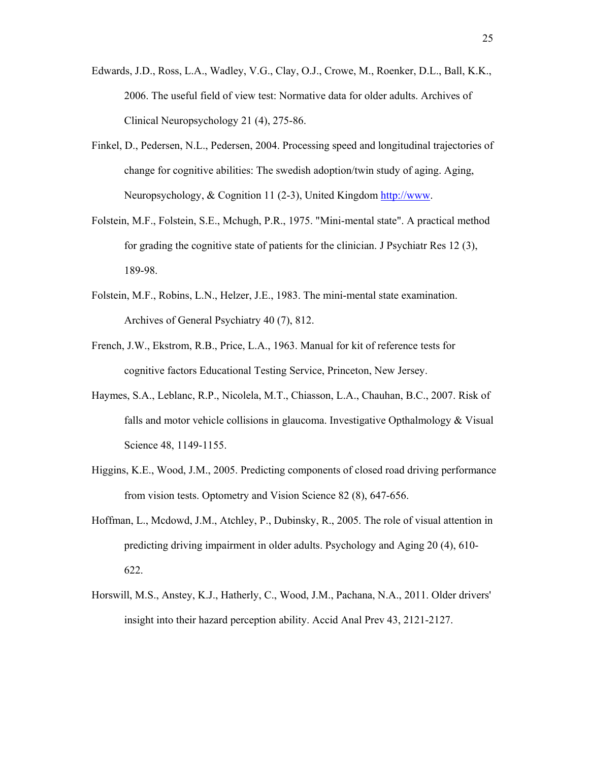Edwards, J.D., Ross, L.A., Wadley, V.G., Clay, O.J., Crowe, M., Roenker, D.L., Ball, K.K., 2006. The useful field of view test: Normative data for older adults. Archives of Clinical Neuropsychology 21 (4), 275-86.

Finkel, D., Pedersen, N.L., Pedersen, 2004. Processing speed and longitudinal trajectories of change for cognitive abilities: The swedish adoption/twin study of aging. Aging, Neuropsychology, & Cognition 11 (2-3), United Kingdom http://www.

Folstein, M.F., Folstein, S.E., Mchugh, P.R., 1975. "Mini-mental state". A practical method for grading the cognitive state of patients for the clinician. J Psychiatr Res 12 (3), 189-98.

Folstein, M.F., Robins, L.N., Helzer, J.E., 1983. The mini-mental state examination. Archives of General Psychiatry 40 (7), 812.

French, J.W., Ekstrom, R.B., Price, L.A., 1963. Manual for kit of reference tests for cognitive factors Educational Testing Service, Princeton, New Jersey.

Haymes, S.A., Leblanc, R.P., Nicolela, M.T., Chiasson, L.A., Chauhan, B.C., 2007. Risk of falls and motor vehicle collisions in glaucoma. Investigative Opthalmology & Visual Science 48, 1149-1155.

Higgins, K.E., Wood, J.M., 2005. Predicting components of closed road driving performance from vision tests. Optometry and Vision Science 82 (8), 647-656.

Hoffman, L., Mcdowd, J.M., Atchley, P., Dubinsky, R., 2005. The role of visual attention in predicting driving impairment in older adults. Psychology and Aging 20 (4), 610-622.

Horswill, M.S., Anstey, K.J., Hatherly, C., Wood, J.M., Pachana, N.A., 2011. Older drivers' insight into their hazard perception ability. Accid Anal Prev 43, 2121-2127.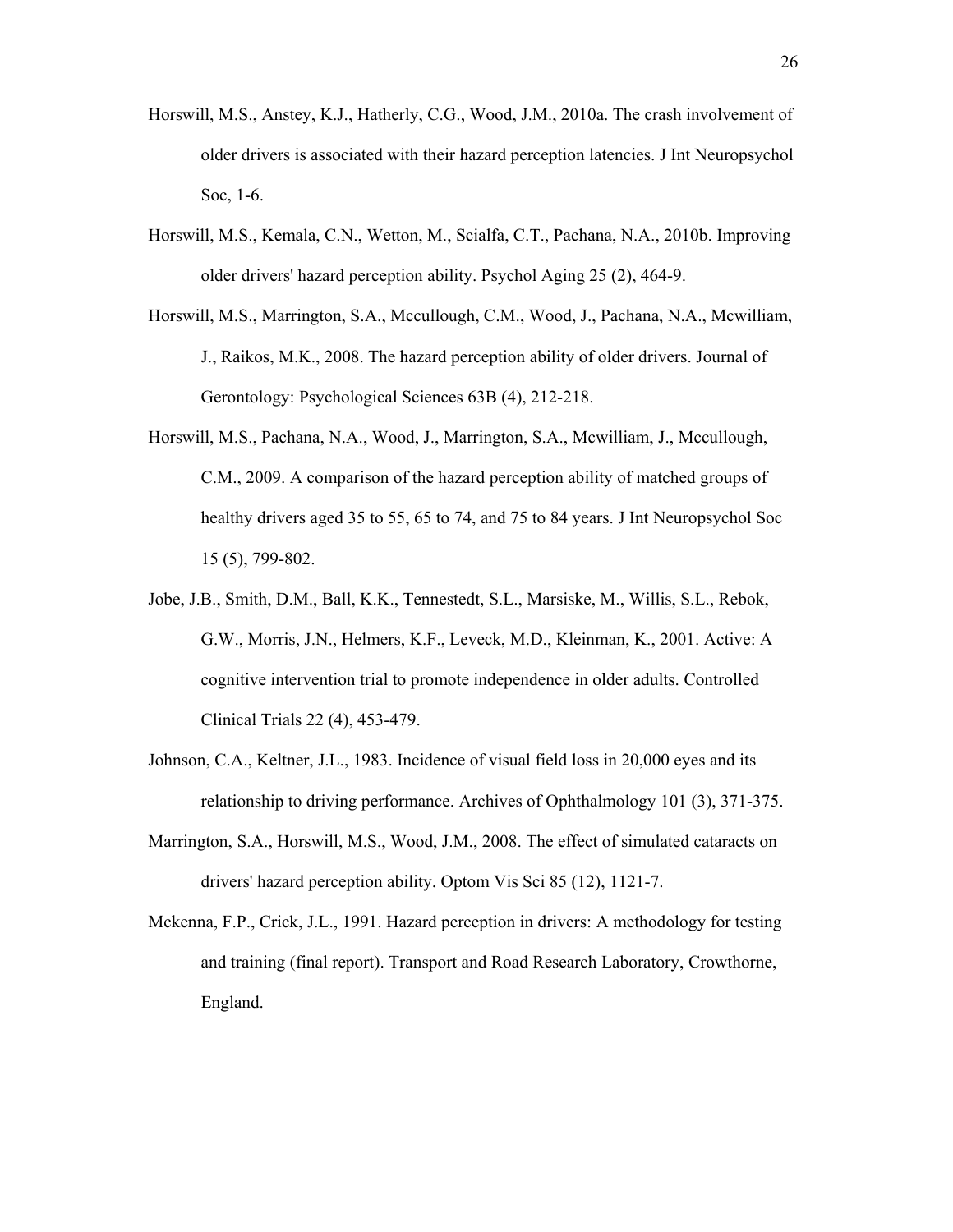Horswill, M.S., Anstey, K.J., Hatherly, C.G., Wood, J.M., 2010a. The crash involvement of older drivers is associated with their hazard perception latencies. J Int Neuropsychol Soc, 1-6.

Horswill, M.S., Kemala, C.N., Wetton, M., Scialfa, C.T., Pachana, N.A., 2010b. Improving older drivers' hazard perception ability. Psychol Aging 25 (2), 464-9.

Horswill, M.S., Marrington, S.A., Mccullough, C.M., Wood, J., Pachana, N.A., Mcwilliam, J., Raikos, M.K., 2008. The hazard perception ability of older drivers. Journal of Gerontology: Psychological Sciences 63B (4), 212-218.

Horswill, M.S., Pachana, N.A., Wood, J., Marrington, S.A., Mcwilliam, J., Mccullough, C.M., 2009. A comparison of the hazard perception ability of matched groups of healthy drivers aged 35 to 55, 65 to 74, and 75 to 84 years. J Int Neuropsychol Soc 15 (5), 799-802.

Jobe, J.B., Smith, D.M., Ball, K.K., Tennestedt, S.L., Marsiske, M., Willis, S.L., Rebok, G.W., Morris, J.N., Helmers, K.F., Leveck, M.D., Kleinman, K., 2001. Active: A cognitive intervention trial to promote independence in older adults. Controlled Clinical Trials 22 (4), 453-479.

Johnson, C.A., Keltner, J.L., 1983. Incidence of visual field loss in 20,000 eyes and its relationship to driving performance. Archives of Ophthalmology 101 (3), 371-375.

Marrington, S.A., Horswill, M.S., Wood, J.M., 2008. The effect of simulated cataracts on drivers' hazard perception ability. Optom Vis Sci 85 (12), 1121-7.

Mckenna, F.P., Crick, J.L., 1991. Hazard perception in drivers: A methodology for testing and training (final report). Transport and Road Research Laboratory, Crowthorne, England.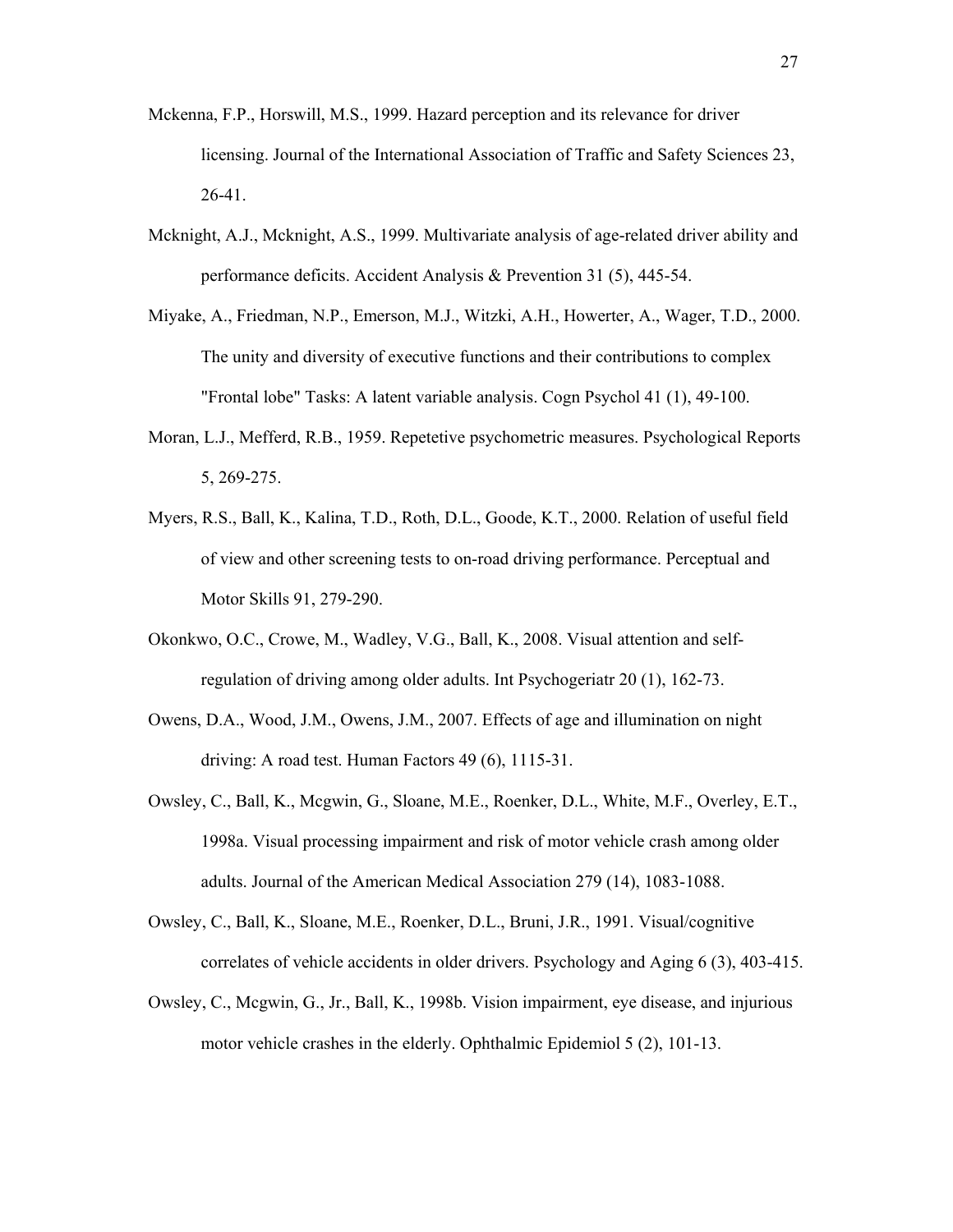Mckenna, F.P., Horswill, M.S., 1999. Hazard perception and its relevance for driver licensing. Journal of the International Association of Traffic and Safety Sciences 23, 26-41.

Mcknight, A.J., Mcknight, A.S., 1999. Multivariate analysis of age-related driver ability and performance deficits. Accident Analysis & Prevention 31 (5), 445-54.

Miyake, A., Friedman, N.P., Emerson, M.J., Witzki, A.H., Howerter, A., Wager, T.D., 2000. The unity and diversity of executive functions and their contributions to complex "Frontal lobe" Tasks: A latent variable analysis. Cogn Psychol 41 (1), 49-100.

Moran, L.J., Mefferd, R.B., 1959. Repetetive psychometric measures. Psychological Reports 5, 269-275.

Myers, R.S., Ball, K., Kalina, T.D., Roth, D.L., Goode, K.T., 2000. Relation of useful field of view and other screening tests to on-road driving performance. Perceptual and Motor Skills 91, 279-290.

Okonkwo, O.C., Crowe, M., Wadley, V.G., Ball, K., 2008. Visual attention and self-regulation of driving among older adults. Int Psychogeriatr 20 (1), 162-73.

Owens, D.A., Wood, J.M., Owens, J.M., 2007. Effects of age and illumination on night driving: A road test. Human Factors 49 (6), 1115-31.

Owsley, C., Ball, K., Mcgwin, G., Sloane, M.E., Roenker, D.L., White, M.F., Overley, E.T., 1998a. Visual processing impairment and risk of motor vehicle crash among older adults. Journal of the American Medical Association 279 (14), 1083-1088.

Owsley, C., Ball, K., Sloane, M.E., Roenker, D.L., Bruni, J.R., 1991. Visual/cognitive correlates of vehicle accidents in older drivers. Psychology and Aging 6 (3), 403-415.

Owsley, C., Mcgwin, G., Jr., Ball, K., 1998b. Vision impairment, eye disease, and injurious motor vehicle crashes in the elderly. Ophthalmic Epidemiol 5 (2), 101-13.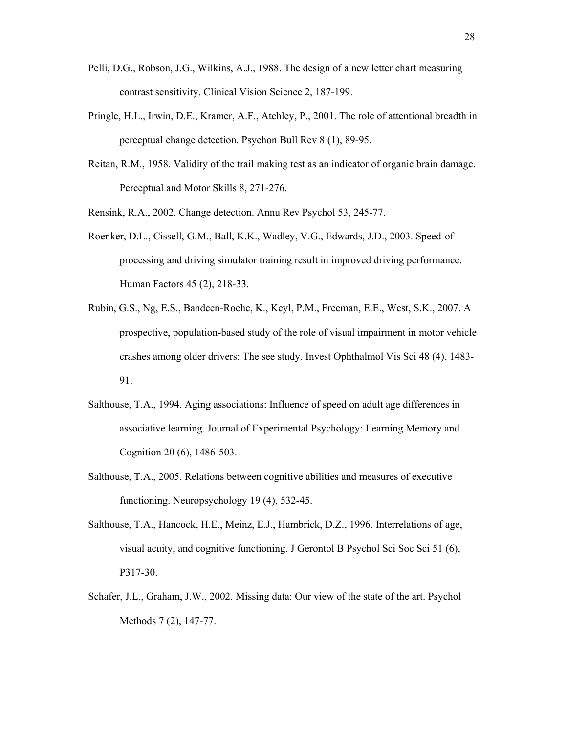Pelli, D.G., Robson, J.G., Wilkins, A.J., 1988. The design of a new letter chart measuring contrast sensitivity. Clinical Vision Science 2, 187-199.

Pringle, H.L., Irwin, D.E., Kramer, A.F., Atchley, P., 2001. The role of attentional breadth in perceptual change detection. Psychon Bull Rev 8 (1), 89-95.

Reitan, R.M., 1958. Validity of the trail making test as an indicator of organic brain damage. Perceptual and Motor Skills 8, 271-276.

Rensink, R.A., 2002. Change detection. Annu Rev Psychol 53, 245-77.

Roenker, D.L., Cissell, G.M., Ball, K.K., Wadley, V.G., Edwards, J.D., 2003. Speed-of-processing and driving simulator training result in improved driving performance. Human Factors 45 (2), 218-33.

Rubin, G.S., Ng, E.S., Bandeen-Roche, K., Keyl, P.M., Freeman, E.E., West, S.K., 2007. A prospective, population-based study of the role of visual impairment in motor vehicle crashes among older drivers: The see study. Invest Ophthalmol Vis Sci 48 (4), 1483-91.

Salthouse, T.A., 1994. Aging associations: Influence of speed on adult age differences in associative learning. Journal of Experimental Psychology: Learning Memory and Cognition 20 (6), 1486-503.

Salthouse, T.A., 2005. Relations between cognitive abilities and measures of executive functioning. Neuropsychology 19 (4), 532-45.

Salthouse, T.A., Hancock, H.E., Meinz, E.J., Hambrick, D.Z., 1996. Interrelations of age, visual acuity, and cognitive functioning. J Gerontol B Psychol Sci Soc Sci 51 (6), P317-30.

Schafer, J.L., Graham, J.W., 2002. Missing data: Our view of the state of the art. Psychol Methods 7 (2), 147-77.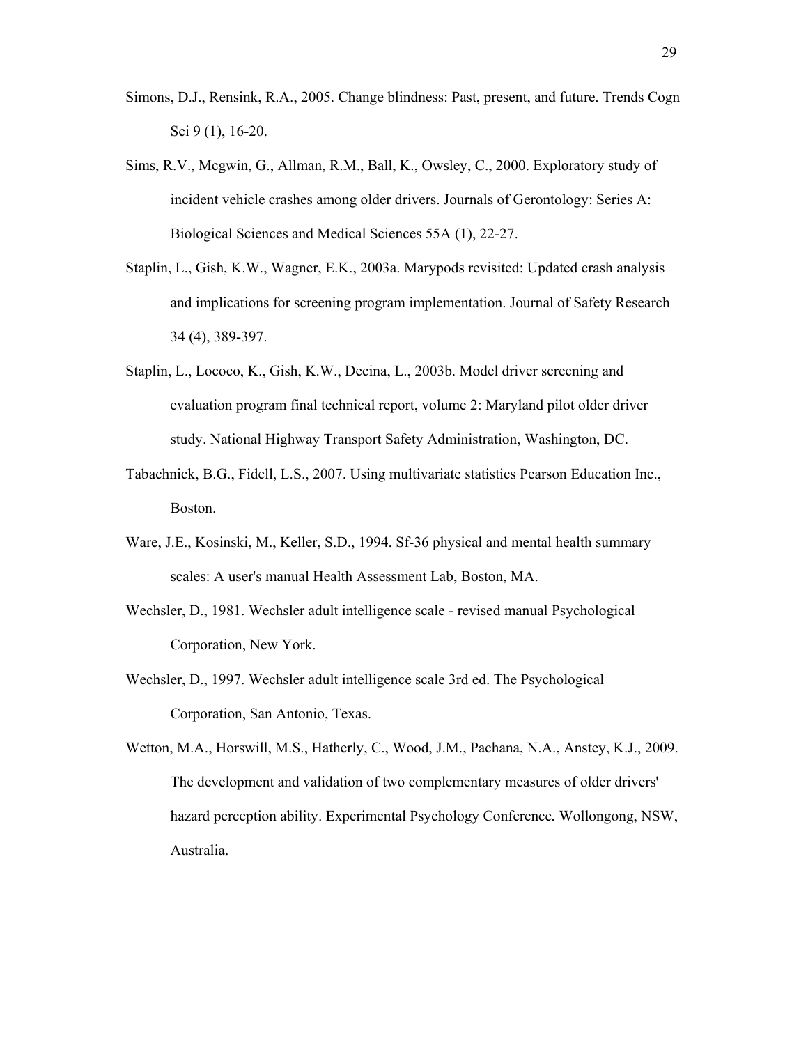Simons, D.J., Rensink, R.A., 2005. Change blindness: Past, present, and future. Trends Cogn Sci 9 (1), 16-20.

Sims, R.V., Mcgwin, G., Allman, R.M., Ball, K., Owsley, C., 2000. Exploratory study of incident vehicle crashes among older drivers. Journals of Gerontology: Series A: Biological Sciences and Medical Sciences 55A (1), 22-27.

Staplin, L., Gish, K.W., Wagner, E.K., 2003a. Marypods revisited: Updated crash analysis and implications for screening program implementation. Journal of Safety Research 34 (4), 389-397.

Staplin, L., Lococo, K., Gish, K.W., Decina, L., 2003b. Model driver screening and evaluation program final technical report, volume 2: Maryland pilot older driver study. National Highway Transport Safety Administration, Washington, DC.

Tabachnick, B.G., Fidell, L.S., 2007. Using multivariate statistics Pearson Education Inc., Boston.

Ware, J.E., Kosinski, M., Keller, S.D., 1994. Sf-36 physical and mental health summary scales: A user's manual Health Assessment Lab, Boston, MA.

Wechsler, D., 1981. Wechsler adult intelligence scale - revised manual Psychological Corporation, New York.

Wechsler, D., 1997. Wechsler adult intelligence scale 3rd ed. The Psychological Corporation, San Antonio, Texas.

Wetton, M.A., Horswill, M.S., Hatherly, C., Wood, J.M., Pachana, N.A., Anstey, K.J., 2009. The development and validation of two complementary measures of older drivers' hazard perception ability. Experimental Psychology Conference. Wollongong, NSW, Australia.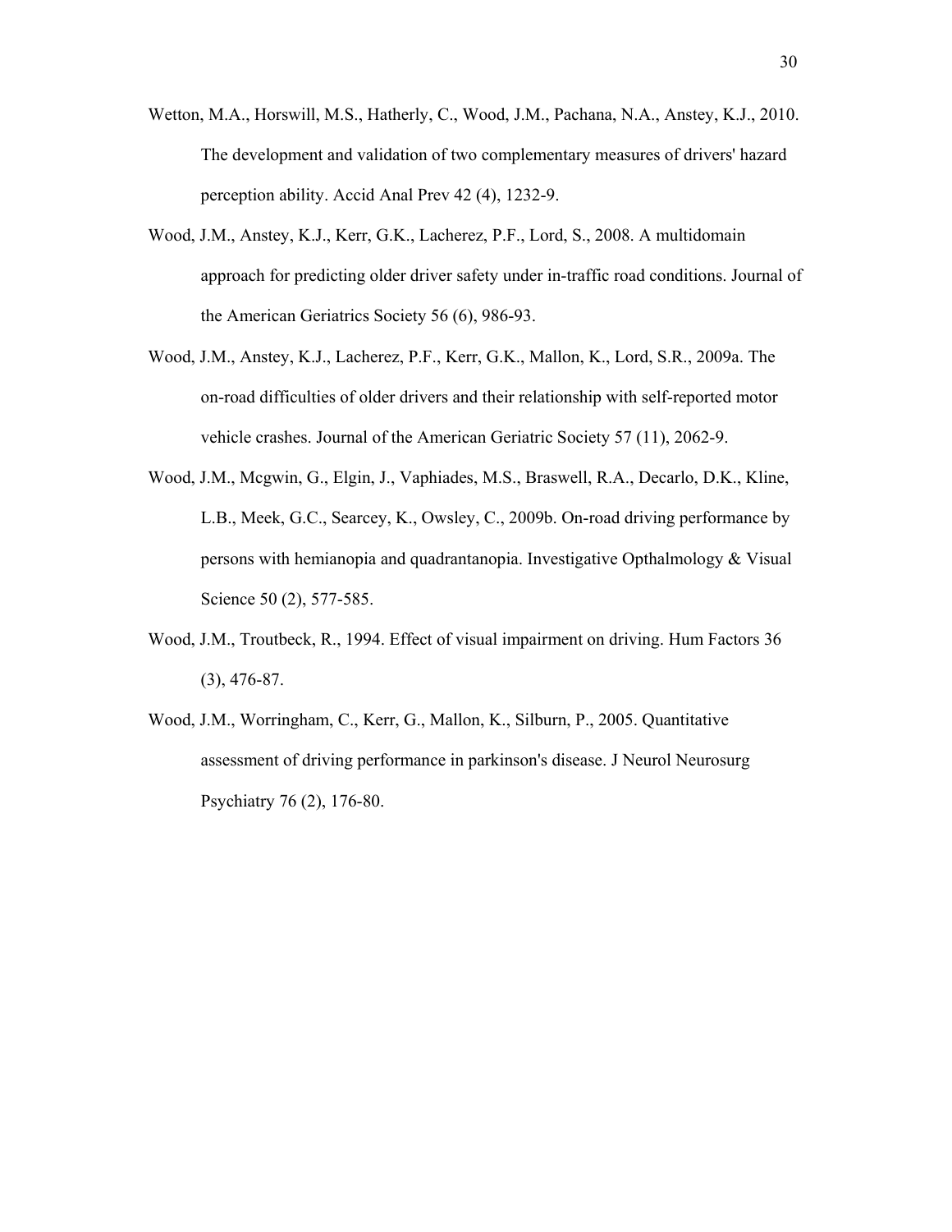Wetton, M.A., Horswill, M.S., Hatherly, C., Wood, J.M., Pachana, N.A., Anstey, K.J., 2010. The development and validation of two complementary measures of drivers' hazard perception ability. Accid Anal Prev 42 (4), 1232-9.

Wood, J.M., Anstey, K.J., Kerr, G.K., Lacherez, P.F., Lord, S., 2008. A multidomain approach for predicting older driver safety under in-traffic road conditions. Journal of the American Geriatrics Society 56 (6), 986-93.

Wood, J.M., Anstey, K.J., Lacherez, P.F., Kerr, G.K., Mallon, K., Lord, S.R., 2009a. The on-road difficulties of older drivers and their relationship with self-reported motor vehicle crashes. Journal of the American Geriatric Society 57 (11), 2062-9.

Wood, J.M., Mcgwin, G., Elgin, J., Vaphiades, M.S., Braswell, R.A., Decarlo, D.K., Kline, L.B., Meek, G.C., Searcey, K., Owsley, C., 2009b. On-road driving performance by persons with hemianopia and quadrantanopia. Investigative Opthalmology & Visual Science 50 (2), 577-585.

Wood, J.M., Troutbeck, R., 1994. Effect of visual impairment on driving. Hum Factors 36 (3), 476-87.

Wood, J.M., Worringham, C., Kerr, G., Mallon, K., Silburn, P., 2005. Quantitative assessment of driving performance in parkinson's disease. J Neurol Neurosurg Psychiatry 76 (2), 176-80.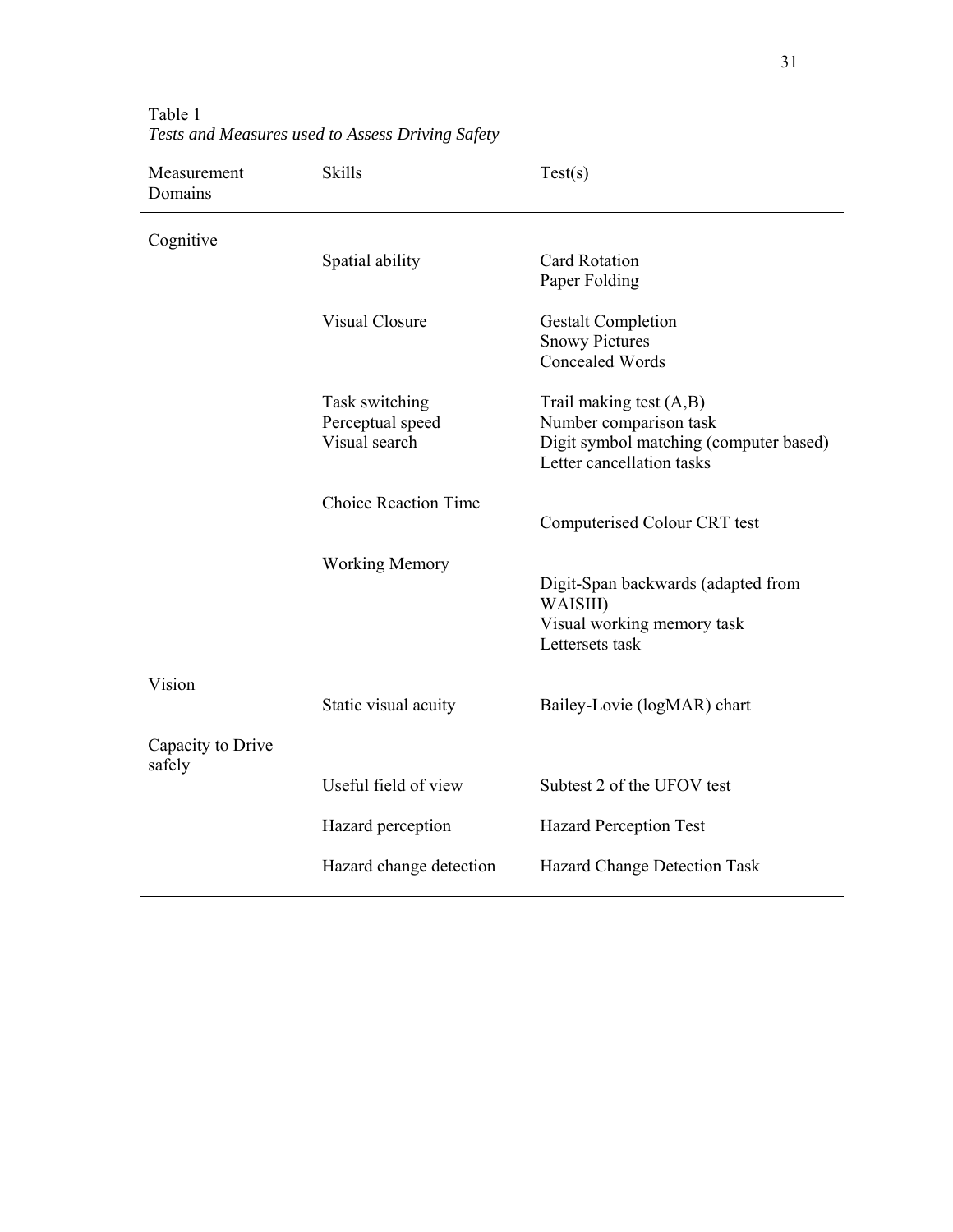Table 1

*Tests and Measures used to Assess Driving Safety*

| Measurement Domains | Skills | Test(s) |
|---|---|---|
| Cognitive | | |
| | Spatial ability | Card Rotation<br>Paper Folding |
| | Visual Closure | Gestalt Completion<br>Snowy Pictures<br>Concealed Words |
| | Task switching<br>Perceptual speed<br>Visual search | Trail making test (A,B)<br>Number comparison task<br>Digit symbol matching (computer based)<br>Letter cancellation tasks |
| | Choice Reaction Time | Computerised Colour CRT test |
| | Working Memory | Digit-Span backwards (adapted from WAISIII)<br>Visual working memory task<br>Lettersets task |
| Vision | | |
| | Static visual acuity | Bailey-Lovie (logMAR) chart |
| Capacity to Drive safely | | |
| | Useful field of view | Subtest 2 of the UFOV test |
| | Hazard perception | Hazard Perception Test |
| | Hazard change detection | Hazard Change Detection Task |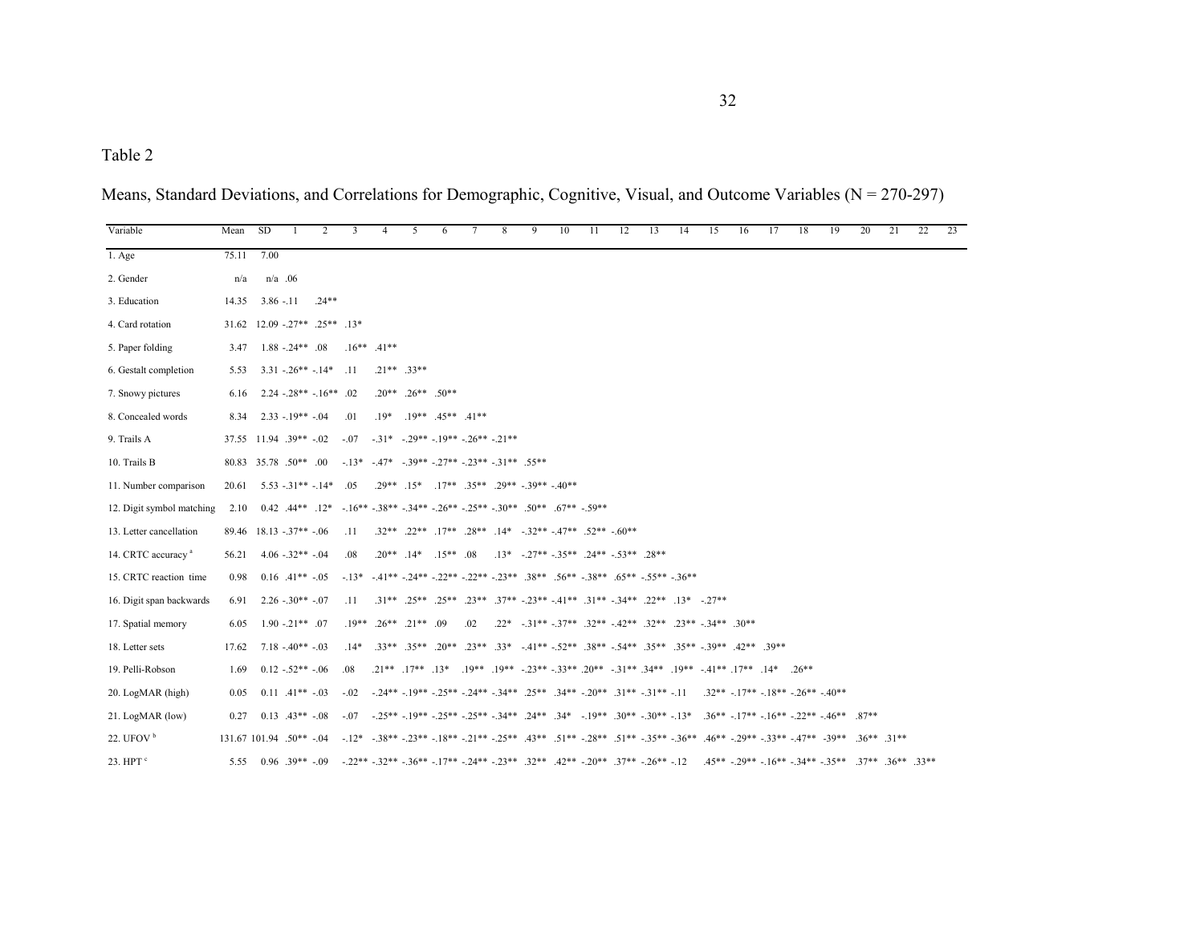Table 2

Means, Standard Deviations, and Correlations for Demographic, Cognitive, Visual, and Outcome Variables (N = 270-297)

| Variable | Mean | SD | 1 | 2 | 3 | 4 | 5 | 6 | 7 | 8 | 9 | 10 | 11 | 12 | 13 | 14 | 15 | 16 | 17 | 18 | 19 | 20 | 21 | 22 | 23 |
|---|---|---|---|---|---|---|---|---|---|---|---|---|---|---|---|---|---|---|---|---|---|---|---|---|---|
| 1. Age | 75.11 | 7.00 | | | | | | | | | | | | | | | | | | | | | | | |
| 2. Gender | n/a | n/a | .06 | | | | | | | | | | | | | | | | | | | | | | |
| 3. Education | 14.35 | 3.86 | -.11 | .24** | | | | | | | | | | | | | | | | | | | | | |
| 4. Card rotation | 31.62 | 12.09 | -.27** | .25** | .13* | | | | | | | | | | | | | | | | | | | | |
| 5. Paper folding | 3.47 | 1.88 | -.24** | .08 | .16** | .41** | | | | | | | | | | | | | | | | | | | |
| 6. Gestalt completion | 5.53 | 3.31 | -.26** | -.14* | .11 | .21** | .33** | | | | | | | | | | | | | | | | | | |
| 7. Snowy pictures | 6.16 | 2.24 | -.28** | -.16** | .02 | .20** | .26** | .50** | | | | | | | | | | | | | | | | | |
| 8. Concealed words | 8.34 | 2.33 | -.19** | -.04 | .01 | .19* | .19** | .45** | .41** | | | | | | | | | | | | | | | | |
| 9. Trails A | 37.55 | 11.94 | .39** | -.02 | -.07 | -.31* | -.29** | -.19** | -.26** | -.21** | | | | | | | | | | | | | | | |
| 10. Trails B | 80.83 | 35.78 | .50** | .00 | -.13* | -.47* | -.39** | -.27** | -.23** | -.31** | .55** | | | | | | | | | | | | | | |
| 11. Number comparison | 20.61 | 5.53 | -.31** | -.14* | .05 | .29** | .15* | .17** | .35** | .29** | -.39** | -.40** | | | | | | | | | | | | | |
| 12. Digit symbol matching | 2.10 | 0.42 | .44** | .12* | -.16** | -.38** | -.34** | -.26** | -.25** | -.30** | .50** | .67** | -.59** | | | | | | | | | | | | |
| 13. Letter cancellation | 89.46 | 18.13 | -.37** | -.06 | .11 | .32** | .22** | .17** | .28** | .14* | -.32** | -.47** | .52** | -.60** | | | | | | | | | | | |
| 14. CRTC accuracy [a] | 56.21 | 4.06 | -.32** | -.04 | .08 | .20** | .14* | .15** | .08 | .13* | -.27** | -.35** | .24** | -.53** | .28** | | | | | | | | | | |
| 15. CRTC reaction time | 0.98 | 0.16 | .41** | -.05 | -.13* | -.41** | -.24** | -.22** | -.22** | -.23** | .38** | .56** | -.38** | .65** | -.55** | -.36** | | | | | | | | | |
| 16. Digit span backwards | 6.91 | 2.26 | -.30** | -.07 | .11 | .31** | .25** | .25** | .23** | .37** | -.23** | -.41** | .31** | -.34** | .22** | .13* | -.27** | | | | | | | | |
| 17. Spatial memory | 6.05 | 1.90 | -.21** | .07 | .19** | .26** | .21** | .09 | .02 | .22* | -.31** | -.37** | .32** | -.42** | .32** | .23** | -.34** | .30** | | | | | | | |
| 18. Letter sets | 17.62 | 7.18 | -.40** | -.03 | .14* | .33** | .35** | .20** | .23** | .33* | -.41** | -.52** | .38** | -.54** | .35** | .35** | -.39** | .42** | .39** | | | | | | |
| 19. Pelli-Robson | 1.69 | 0.12 | -.52** | -.06 | .08 | .21** | .17** | .13* | .19** | .19** | -.23** | -.33** | .20** | -.31** | .34** | .19** | -.41** | .17** | .14* | .26** | | | | | |
| 20. LogMAR (high) | 0.05 | 0.11 | .41** | -.03 | -.02 | -.24** | -.19** | -.25** | -.24** | -.34** | .25** | .34** | -.20** | .31** | -.31** | -.11 | .32** | -.17** | -.18** | -.26** | -.40** | | | | |
| 21. LogMAR (low) | 0.27 | 0.13 | .43** | -.08 | -.07 | -.25** | -.19** | -.25** | -.25** | -.34** | .24** | .34* | -.19** | .30** | -.30** | -.13* | .36** | -.17** | -.16** | -.22** | -.46** | .87** | | | |
| 22. UFOV [b] | 131.67 | 101.94 | .50** | -.04 | -.12* | -.38** | -.23** | -.18** | -.21** | -.25** | .43** | .51** | -.28** | .51** | -.35** | -.36** | .46** | -.29** | -.33** | -.47** | -39** | .36** | .31** | | |
| 23. HPT [c] | 5.55 | 0.96 | .39** | -.09 | -.22** | -.32** | -.36** | -.17** | -.24** | -.23** | .32** | .42** | -.20** | .37** | -.26** | -.12 | .45** | -.29** | -.16** | -.34** | -.35** | .37** | .36** | .33** | |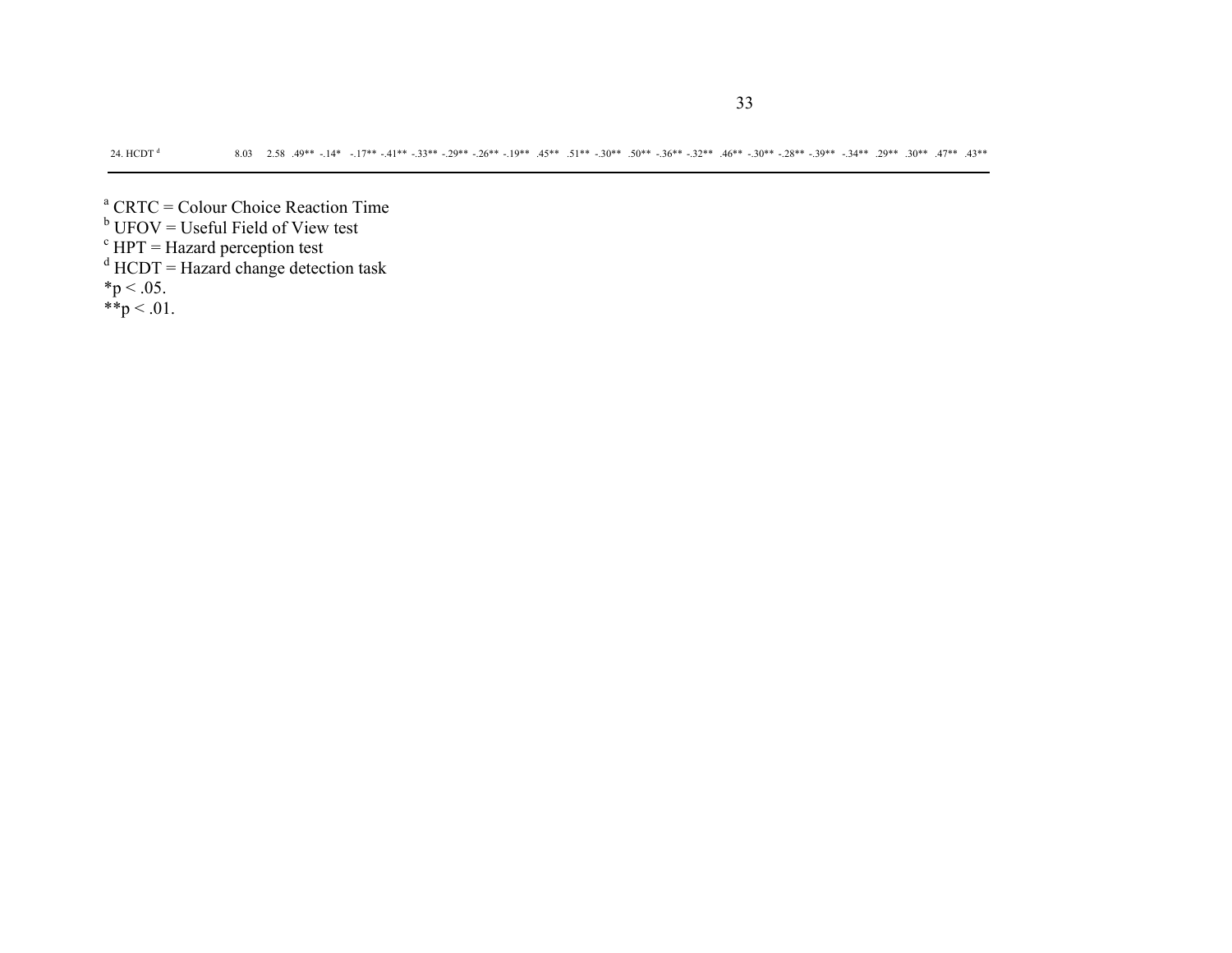| | | | | | | | | | | | | | | | | | | | | | | | | | |
|---|---|---|---|---|---|---|---|---|---|---|---|---|---|---|---|---|---|---|---|---|---|---|---|---|---|
| 24. HCDT [d] | 8.03 | 2.58 | .49** | -.14* | -.17** | -.41** | -.33** | -.29** | -.26** | -.19** | .45** | .51** | -.30** | .50** | -.36** | -.32** | .46** | -.30** | -.28** | -.39** | -.34** | .29** | .30** | .47** | .43** |

[a] CRTC = Colour Choice Reaction Time
[b] UFOV = Useful Field of View test
[c] HPT = Hazard perception test
[d] HCDT = Hazard change detection task
*p < .05.
**p < .01.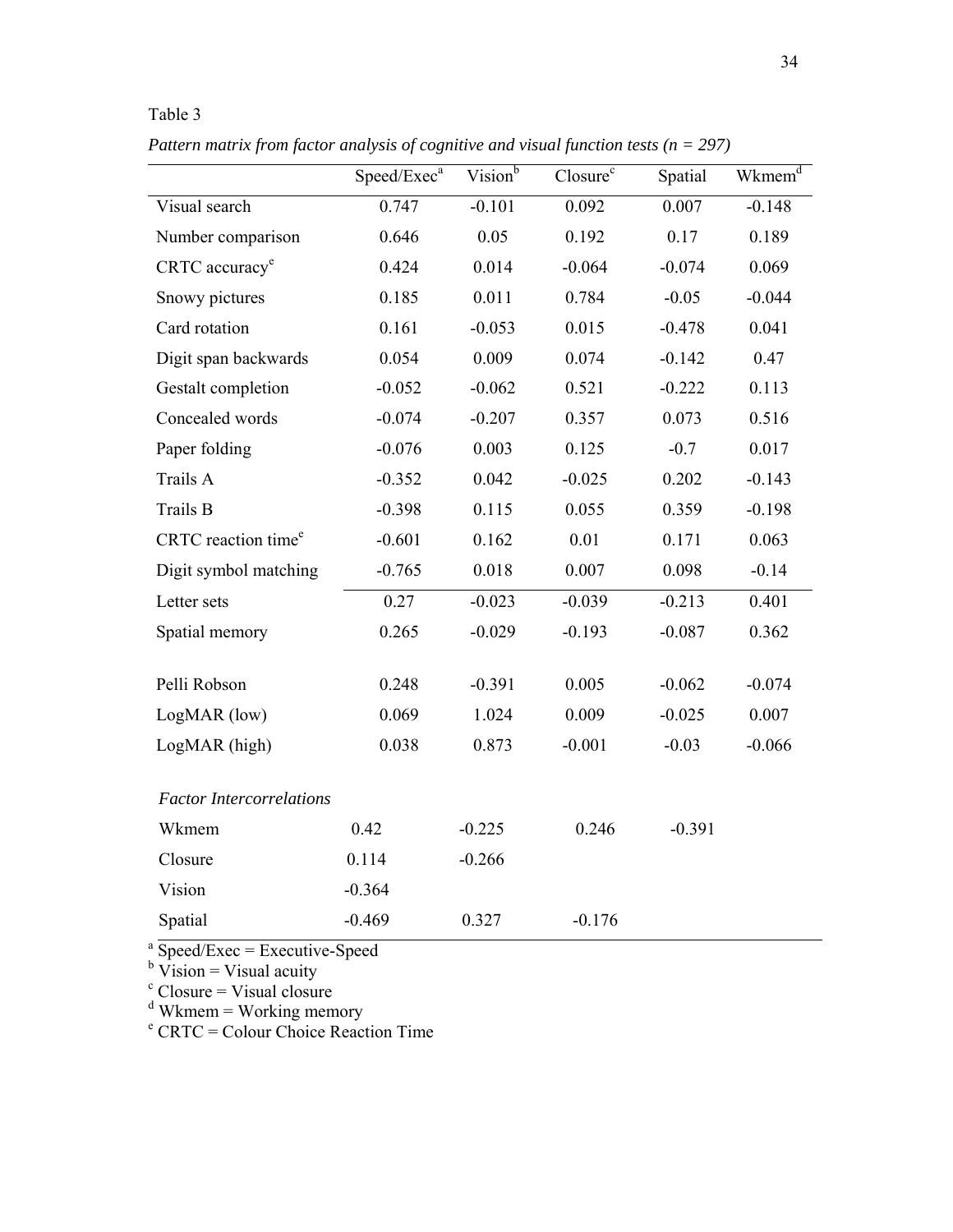Table 3

*Pattern matrix from factor analysis of cognitive and visual function tests (n = 297)*

| | Speed/Exec[a] | Vision[b] | Closure[c] | Spatial | Wkmem[d] |
|---|---|---|---|---|---|
| Visual search | 0.747 | -0.101 | 0.092 | 0.007 | -0.148 |
| Number comparison | 0.646 | 0.05 | 0.192 | 0.17 | 0.189 |
| CRTC accuracy[e] | 0.424 | 0.014 | -0.064 | -0.074 | 0.069 |
| Snowy pictures | 0.185 | 0.011 | 0.784 | -0.05 | -0.044 |
| Card rotation | 0.161 | -0.053 | 0.015 | -0.478 | 0.041 |
| Digit span backwards | 0.054 | 0.009 | 0.074 | -0.142 | 0.47 |
| Gestalt completion | -0.052 | -0.062 | 0.521 | -0.222 | 0.113 |
| Concealed words | -0.074 | -0.207 | 0.357 | 0.073 | 0.516 |
| Paper folding | -0.076 | 0.003 | 0.125 | -0.7 | 0.017 |
| Trails A | -0.352 | 0.042 | -0.025 | 0.202 | -0.143 |
| Trails B | -0.398 | 0.115 | 0.055 | 0.359 | -0.198 |
| CRTC reaction time[e] | -0.601 | 0.162 | 0.01 | 0.171 | 0.063 |
| Digit symbol matching | -0.765 | 0.018 | 0.007 | 0.098 | -0.14 |
| Letter sets | 0.27 | -0.023 | -0.039 | -0.213 | 0.401 |
| Spatial memory | 0.265 | -0.029 | -0.193 | -0.087 | 0.362 |
| Pelli Robson | 0.248 | -0.391 | 0.005 | -0.062 | -0.074 |
| LogMAR (low) | 0.069 | 1.024 | 0.009 | -0.025 | 0.007 |
| LogMAR (high) | 0.038 | 0.873 | -0.001 | -0.03 | -0.066 |
| *Factor Intercorrelations* | | | | | |
| Wkmem | 0.42 | -0.225 | 0.246 | -0.391 | |
| Closure | 0.114 | -0.266 | | | |
| Vision | -0.364 | | | | |
| Spatial | -0.469 | 0.327 | -0.176 | | |

[a] Speed/Exec = Executive-Speed
[b] Vision = Visual acuity
[c] Closure = Visual closure
[d] Wkmem = Working memory
[e] CRTC = Colour Choice Reaction Time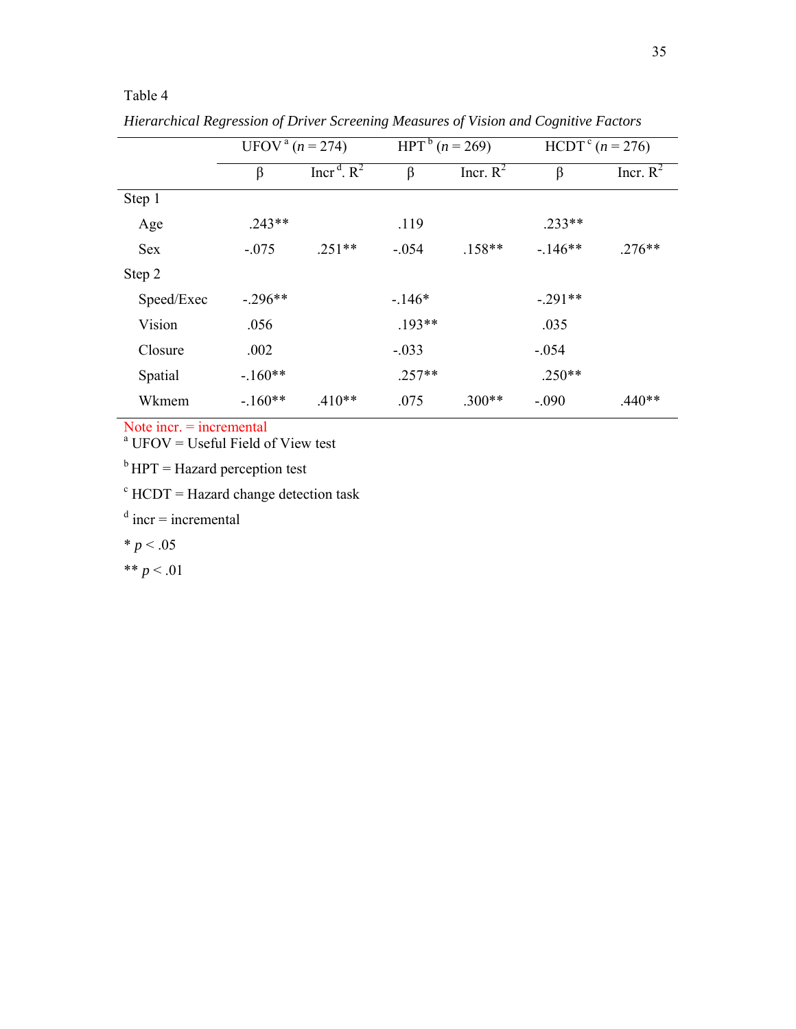Table 4

*Hierarchical Regression of Driver Screening Measures of Vision and Cognitive Factors*

| | UFOV [a] ($n$ = 274) | | HPT [b] ($n$ = 269) | | HCDT [c] ($n$ = 276) | |
|---|---|---|---|---|---|---|
| | β | Incr [d]. $R^2$ | β | Incr. $R^2$ | β | Incr. $R^2$ |
| Step 1 | | | | | | |
| Age | .243** | | .119 | | .233** | |
| Sex | -.075 | .251** | -.054 | .158** | -.146** | .276** |
| Step 2 | | | | | | |
| Speed/Exec | -.296** | | -.146* | | -.291** | |
| Vision | .056 | | .193** | | .035 | |
| Closure | .002 | | -.033 | | -.054 | |
| Spatial | -.160** | | .257** | | .250** | |
| Wkmem | -.160** | .410** | .075 | .300** | -.090 | .440** |

Note incr. = incremental

[a] UFOV = Useful Field of View test

[b] HPT = Hazard perception test

[c] HCDT = Hazard change detection task

[d] incr = incremental

* $p < .05$

** $p < .01$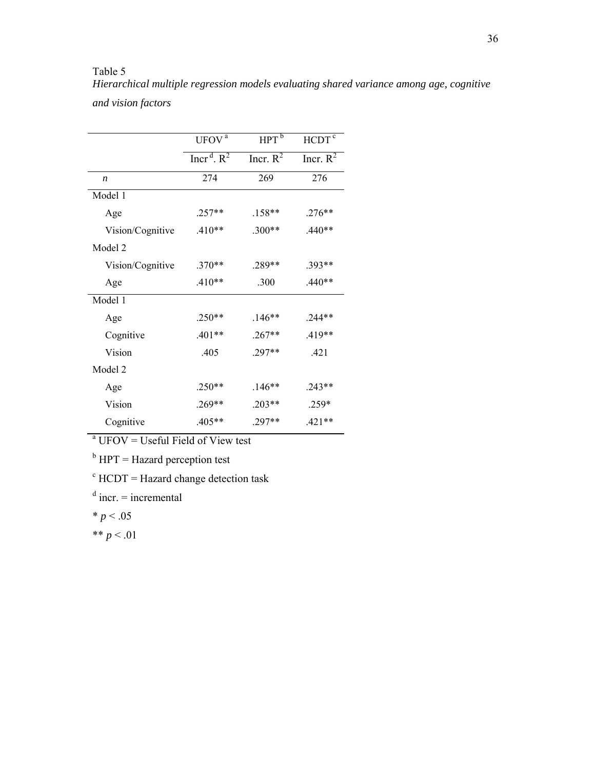Table 5

*Hierarchical multiple regression models evaluating shared variance among age, cognitive and vision factors*

| | UFOV [a] | HPT [b] | HCDT [c] |
|---|---|---|---|
| | Incr [d]. $R^2$ | Incr. $R^2$ | Incr. $R^2$ |
| *n* | 274 | 269 | 276 |
| Model 1 | | | |
| Age | .257** | .158** | .276** |
| Vision/Cognitive | .410** | .300** | .440** |
| Model 2 | | | |
| Vision/Cognitive | .370** | .289** | .393** |
| Age | .410** | .300 | .440** |
| Model 1 | | | |
| Age | .250** | .146** | .244** |
| Cognitive | .401** | .267** | .419** |
| Vision | .405 | .297** | .421 |
| Model 2 | | | |
| Age | .250** | .146** | .243** |
| Vision | .269** | .203** | .259* |
| Cognitive | .405** | .297** | .421** |

[a] UFOV = Useful Field of View test

[b] HPT = Hazard perception test

[c] HCDT = Hazard change detection task

[d] incr. = incremental

\* $p < .05$

\*\* $p < .01$